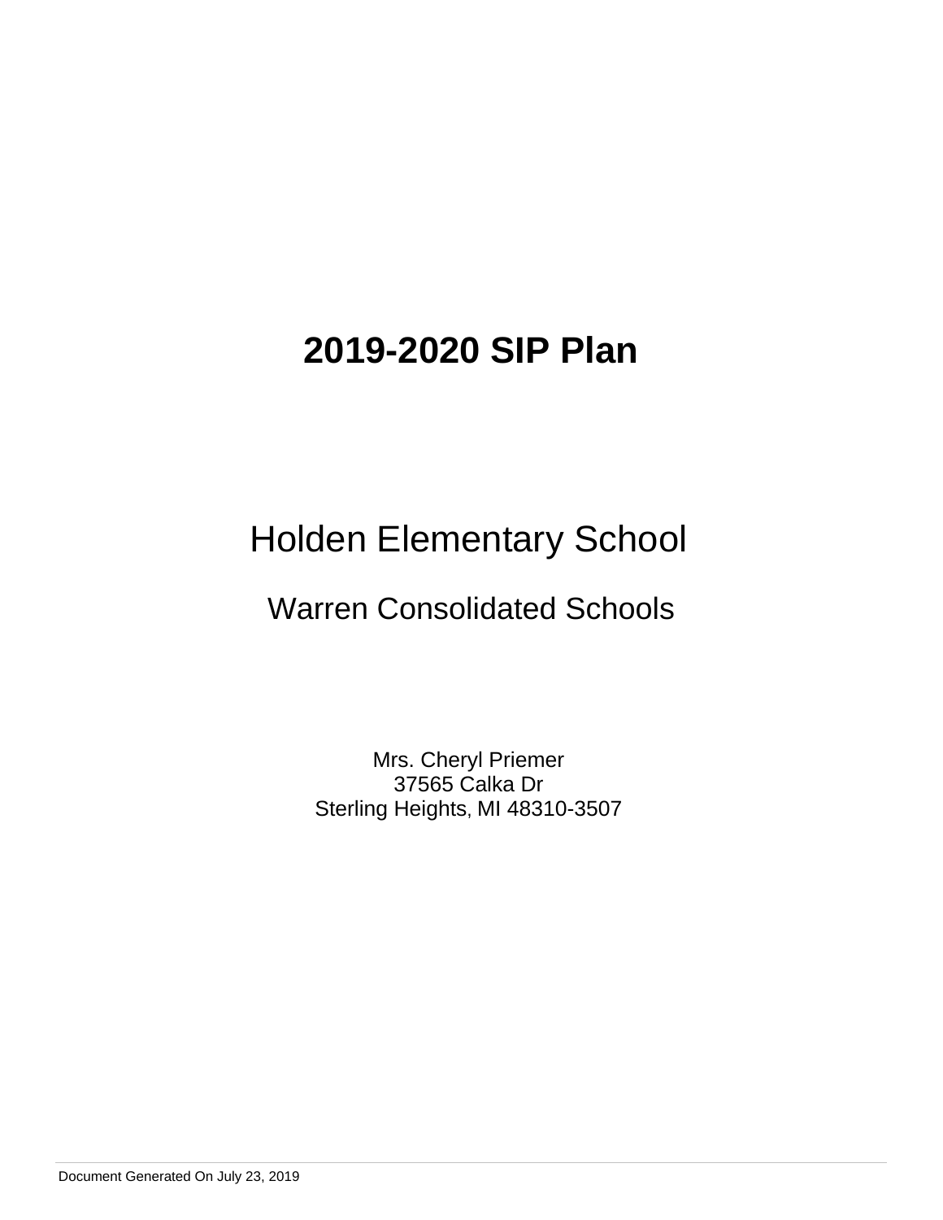# 2019-2020 SIP Plan

## Holden Elementary School

### Warren Consolidated Schools

Mrs. Cheryl Priemer
37565 Calka Dr
Sterling Heights, MI 48310-3507

Document Generated On July 23, 2019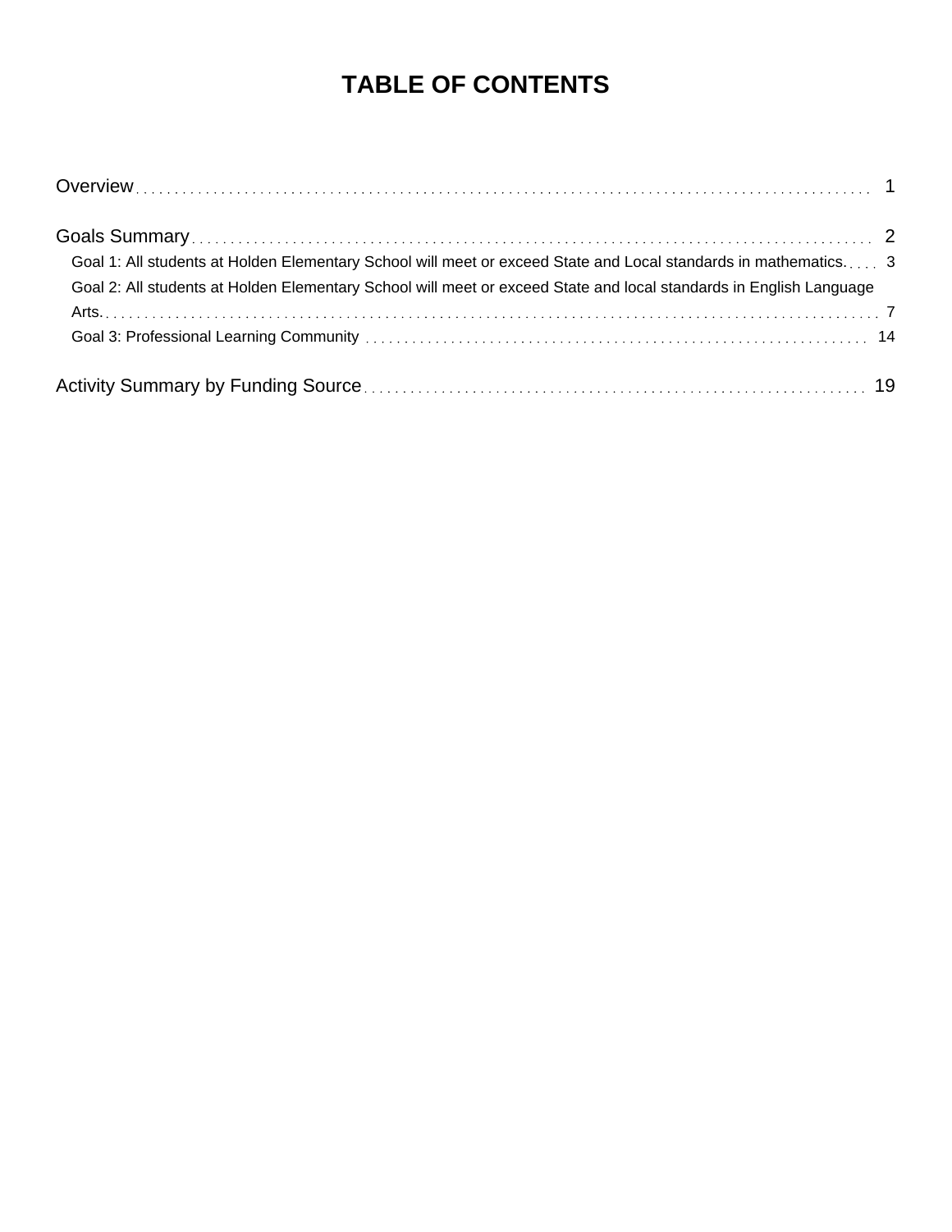# TABLE OF CONTENTS

Overview . . . . . . . . . . . . . . . . . . . . . . . . . . . . . . . . . . . . 1

Goals Summary . . . . . . . . . . . . . . . . . . . . . . . . . . . . . . . . . 2

- Goal 1: All students at Holden Elementary School will meet or exceed State and Local standards in mathematics. . . . . 3
- Goal 2: All students at Holden Elementary School will meet or exceed State and local standards in English Language Arts. . . . . . . . . . . . . . . . . . . . . . . . . . . . . . . . . . . . 7
- Goal 3: Professional Learning Community . . . . . . . . . . . . . . . . . . . . . . . . 14

Activity Summary by Funding Source . . . . . . . . . . . . . . . . . . . . . . . 19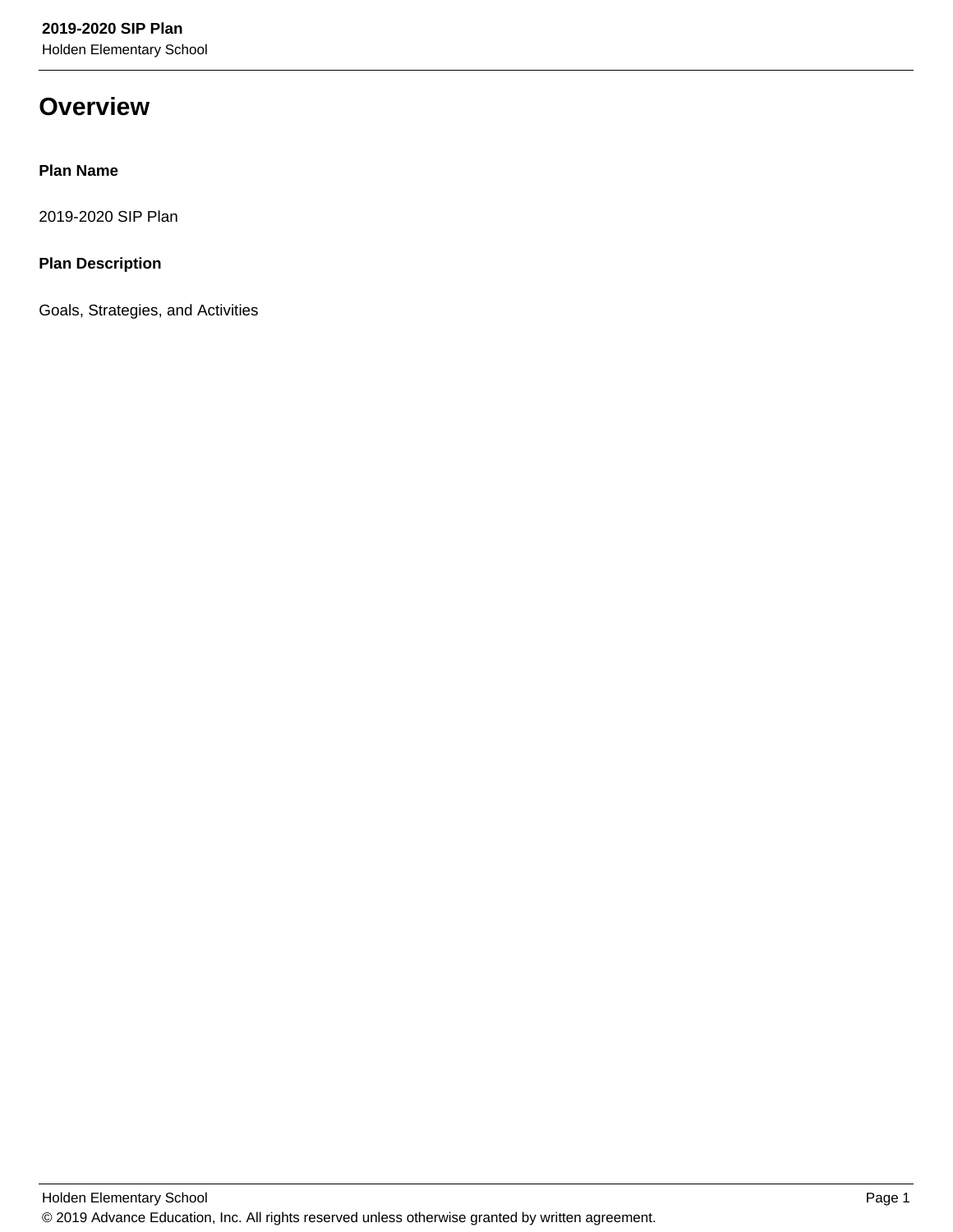# Overview

**Plan Name**

2019-2020 SIP Plan

**Plan Description**

Goals, Strategies, and Activities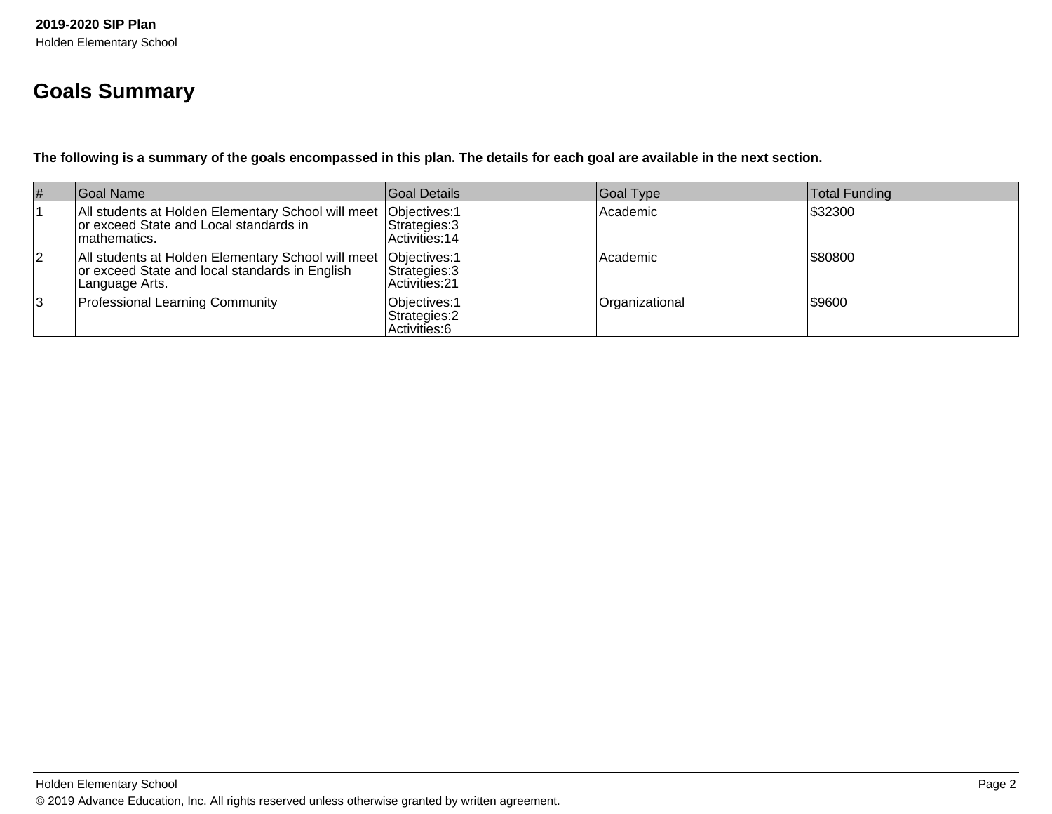# Goals Summary

**The following is a summary of the goals encompassed in this plan. The details for each goal are available in the next section.**

| # | Goal Name | Goal Details | Goal Type | Total Funding |
|---|---|---|---|---|
| 1 | All students at Holden Elementary School will meet or exceed State and Local standards in mathematics. | Objectives:1<br>Strategies:3<br>Activities:14 | Academic | $32300 |
| 2 | All students at Holden Elementary School will meet or exceed State and local standards in English Language Arts. | Objectives:1<br>Strategies:3<br>Activities:21 | Academic | $80800 |
| 3 | Professional Learning Community | Objectives:1<br>Strategies:2<br>Activities:6 | Organizational | $9600 |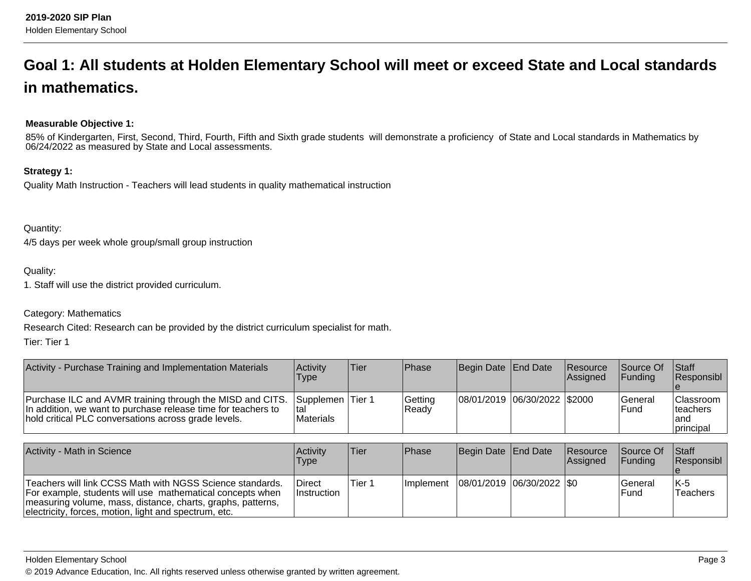# Goal 1: All students at Holden Elementary School will meet or exceed State and Local standards in mathematics.

**Measurable Objective 1:**

85% of Kindergarten, First, Second, Third, Fourth, Fifth and Sixth grade students will demonstrate a proficiency of State and Local standards in Mathematics by 06/24/2022 as measured by State and Local assessments.

**Strategy 1:**

Quality Math Instruction - Teachers will lead students in quality mathematical instruction

Quantity:

4/5 days per week whole group/small group instruction

Quality:

1. Staff will use the district provided curriculum.

Category: Mathematics

Research Cited: Research can be provided by the district curriculum specialist for math.

Tier: Tier 1

| Activity - Purchase Training and Implementation Materials | Activity Type | Tier | Phase | Begin Date | End Date | Resource Assigned | Source Of Funding | Staff Responsible |
|---|---|---|---|---|---|---|---|---|
| Purchase ILC and AVMR training through the MISD and CITS. In addition, we want to purchase release time for teachers to hold critical PLC conversations across grade levels. | Supplemental Materials | Tier 1 | Getting Ready | 08/01/2019 | 06/30/2022 | $2000 | General Fund | Classroom teachers and principal |

| Activity - Math in Science | Activity Type | Tier | Phase | Begin Date | End Date | Resource Assigned | Source Of Funding | Staff Responsible |
|---|---|---|---|---|---|---|---|---|
| Teachers will link CCSS Math with NGSS Science standards. For example, students will use mathematical concepts when measuring volume, mass, distance, charts, graphs, patterns, electricity, forces, motion, light and spectrum, etc. | Direct Instruction | Tier 1 | Implement | 08/01/2019 | 06/30/2022 | $0 | General Fund | K-5 Teachers |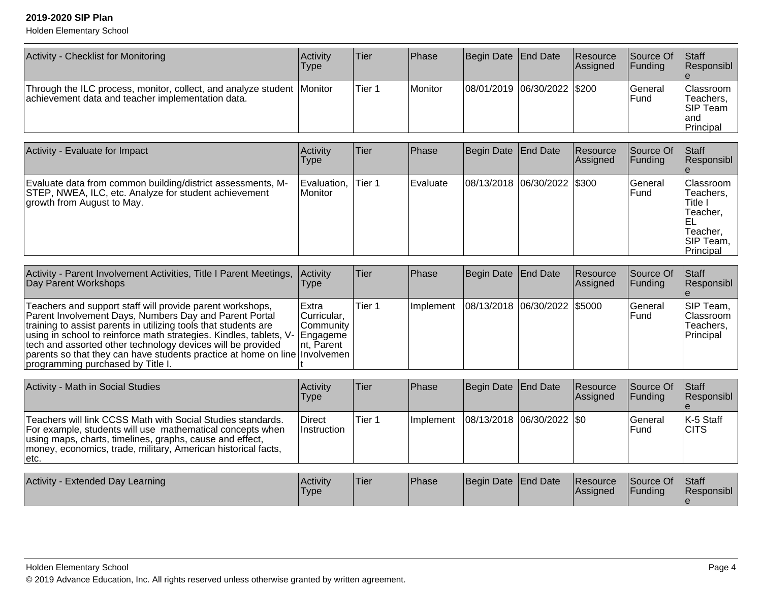| Activity - Checklist for Monitoring | Activity Type | Tier | Phase | Begin Date | End Date | Resource Assigned | Source Of Funding | Staff Responsible |
|---|---|---|---|---|---|---|---|---|
| Through the ILC process, monitor, collect, and analyze student achievement data and teacher implementation data. | Monitor | Tier 1 | Monitor | 08/01/2019 | 06/30/2022 | $200 | General Fund | Classroom Teachers, SIP Team and Principal |

| Activity - Evaluate for Impact | Activity Type | Tier | Phase | Begin Date | End Date | Resource Assigned | Source Of Funding | Staff Responsible |
|---|---|---|---|---|---|---|---|---|
| Evaluate data from common building/district assessments, M-STEP, NWEA, ILC, etc. Analyze for student achievement growth from August to May. | Evaluation, Monitor | Tier 1 | Evaluate | 08/13/2018 | 06/30/2022 | $300 | General Fund | Classroom Teachers, Title I Teacher, EL Teacher, SIP Team, Principal |

| Activity - Parent Involvement Activities, Title I Parent Meetings, Day Parent Workshops | Activity Type | Tier | Phase | Begin Date | End Date | Resource Assigned | Source Of Funding | Staff Responsible |
|---|---|---|---|---|---|---|---|---|
| Teachers and support staff will provide parent workshops, Parent Involvement Days, Numbers Day and Parent Portal training to assist parents in utilizing tools that students are using in school to reinforce math strategies. Kindles, tablets, V-tech and assorted other technology devices will be provided parents so that they can have students practice at home on line programming purchased by Title I. | Extra Curricular, Community Engagement, Parent Involvement | Tier 1 | Implement | 08/13/2018 | 06/30/2022 | $5000 | General Fund | SIP Team, Classroom Teachers, Principal |

| Activity - Math in Social Studies | Activity Type | Tier | Phase | Begin Date | End Date | Resource Assigned | Source Of Funding | Staff Responsible |
|---|---|---|---|---|---|---|---|---|
| Teachers will link CCSS Math with Social Studies standards. For example, students will use mathematical concepts when using maps, charts, timelines, graphs, cause and effect, money, economics, trade, military, American historical facts, etc. | Direct Instruction | Tier 1 | Implement | 08/13/2018 | 06/30/2022 | $0 | General Fund | K-5 Staff CITS |

| Activity - Extended Day Learning | Activity Type | Tier | Phase | Begin Date | End Date | Resource Assigned | Source Of Funding | Staff Responsible |
|---|---|---|---|---|---|---|---|---|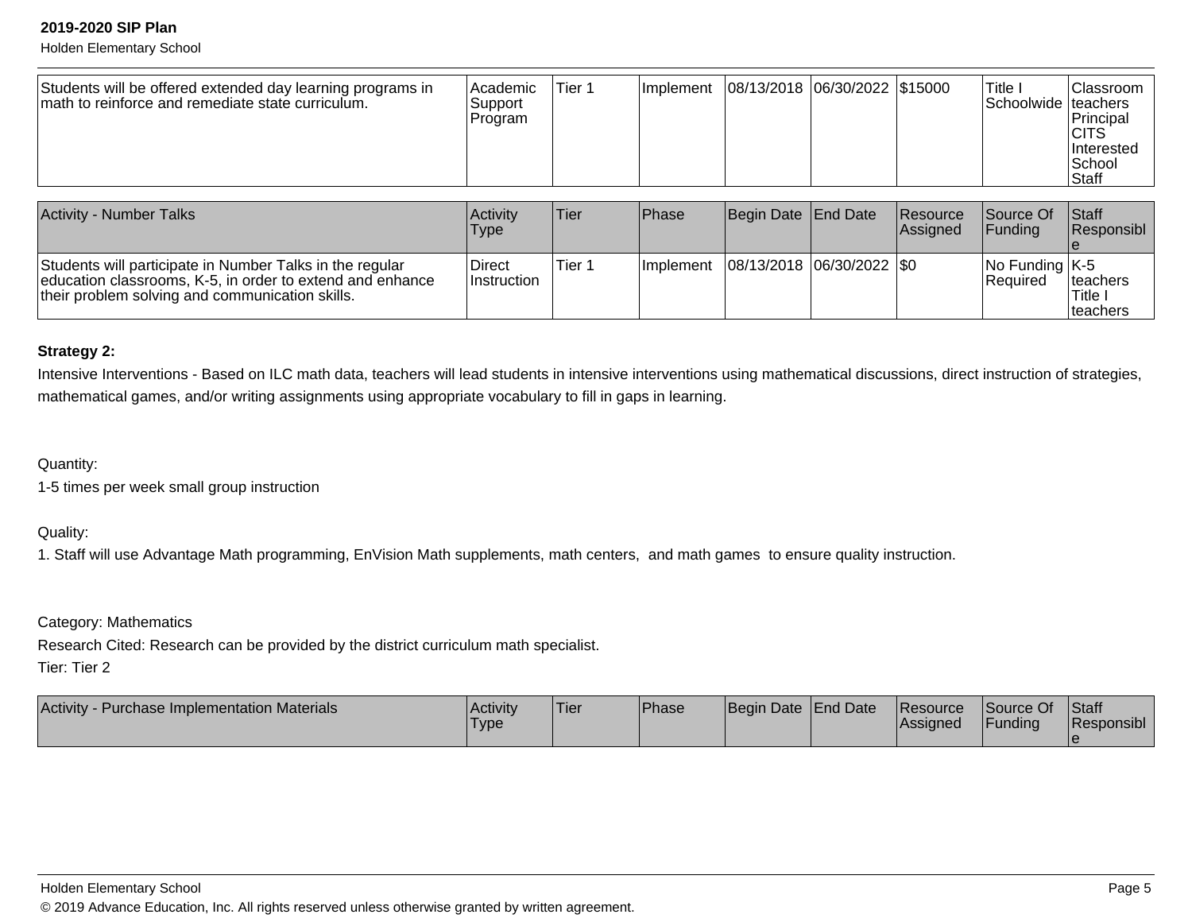| | | | | | | | | |
|---|---|---|---|---|---|---|---|---|
| Students will be offered extended day learning programs in math to reinforce and remediate state curriculum. | Academic Support Program | Tier 1 | Implement | 08/13/2018 | 06/30/2022 | $15000 | Title I Schoolwide | Classroom teachers Principal CITS Interested School Staff |

| Activity - Number Talks | Activity Type | Tier | Phase | Begin Date | End Date | Resource Assigned | Source Of Funding | Staff Responsible |
|---|---|---|---|---|---|---|---|---|
| Students will participate in Number Talks in the regular education classrooms, K-5, in order to extend and enhance their problem solving and communication skills. | Direct Instruction | Tier 1 | Implement | 08/13/2018 | 06/30/2022 | $0 | No Funding Required | K-5 teachers Title I teachers |

**Strategy 2:**

Intensive Interventions - Based on ILC math data, teachers will lead students in intensive interventions using mathematical discussions, direct instruction of strategies, mathematical games, and/or writing assignments using appropriate vocabulary to fill in gaps in learning.

Quantity:

1-5 times per week small group instruction

Quality:

1. Staff will use Advantage Math programming, EnVision Math supplements, math centers, and math games to ensure quality instruction.

Category: Mathematics

Research Cited: Research can be provided by the district curriculum math specialist.

Tier: Tier 2

| Activity - Purchase Implementation Materials | Activity Type | Tier | Phase | Begin Date | End Date | Resource Assigned | Source Of Funding | Staff Responsible |
|---|---|---|---|---|---|---|---|---|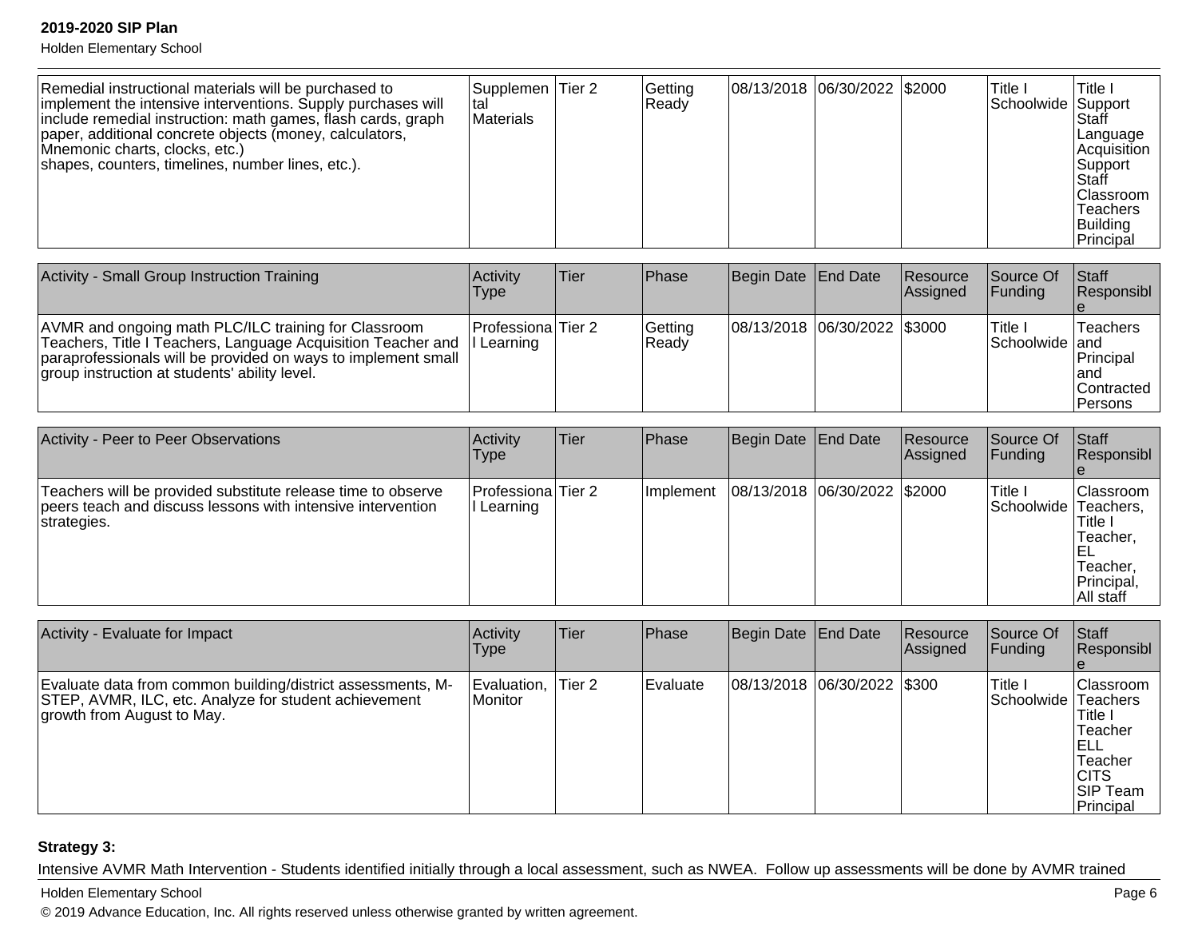| Remedial instructional materials will be purchased to implement the intensive interventions. Supply purchases will include remedial instruction: math games, flash cards, graph paper, additional concrete objects (money, calculators, Mnemonic charts, clocks, etc.) shapes, counters, timelines, number lines, etc.). | Supplemental Materials | Tier 2 | Getting Ready | 08/13/2018 | 06/30/2022 | $2000 | Title I Schoolwide | Title I Support Staff Language Acquisition Support Staff Classroom Teachers Building Principal |
|---|---|---|---|---|---|---|---|---|

| Activity - Small Group Instruction Training | Activity Type | Tier | Phase | Begin Date | End Date | Resource Assigned | Source Of Funding | Staff Responsible |
|---|---|---|---|---|---|---|---|---|
| AVMR and ongoing math PLC/ILC training for Classroom Teachers, Title I Teachers, Language Acquisition Teacher and paraprofessionals will be provided on ways to implement small group instruction at students' ability level. | Professional Learning | Tier 2 | Getting Ready | 08/13/2018 | 06/30/2022 | $3000 | Title I Schoolwide | Teachers and Principal and Contracted Persons |

| Activity - Peer to Peer Observations | Activity Type | Tier | Phase | Begin Date | End Date | Resource Assigned | Source Of Funding | Staff Responsible |
|---|---|---|---|---|---|---|---|---|
| Teachers will be provided substitute release time to observe peers teach and discuss lessons with intensive intervention strategies. | Professional Learning | Tier 2 | Implement | 08/13/2018 | 06/30/2022 | $2000 | Title I Schoolwide | Classroom Teachers, Title I Teacher, EL Teacher, Principal, All staff |

| Activity - Evaluate for Impact | Activity Type | Tier | Phase | Begin Date | End Date | Resource Assigned | Source Of Funding | Staff Responsible |
|---|---|---|---|---|---|---|---|---|
| Evaluate data from common building/district assessments, M-STEP, AVMR, ILC, etc. Analyze for student achievement growth from August to May. | Evaluation, Monitor | Tier 2 | Evaluate | 08/13/2018 | 06/30/2022 | $300 | Title I Schoolwide | Classroom Teachers Title I Teacher ELL Teacher CITS SIP Team Principal |

**Strategy 3:**

Intensive AVMR Math Intervention - Students identified initially through a local assessment, such as NWEA. Follow up assessments will be done by AVMR trained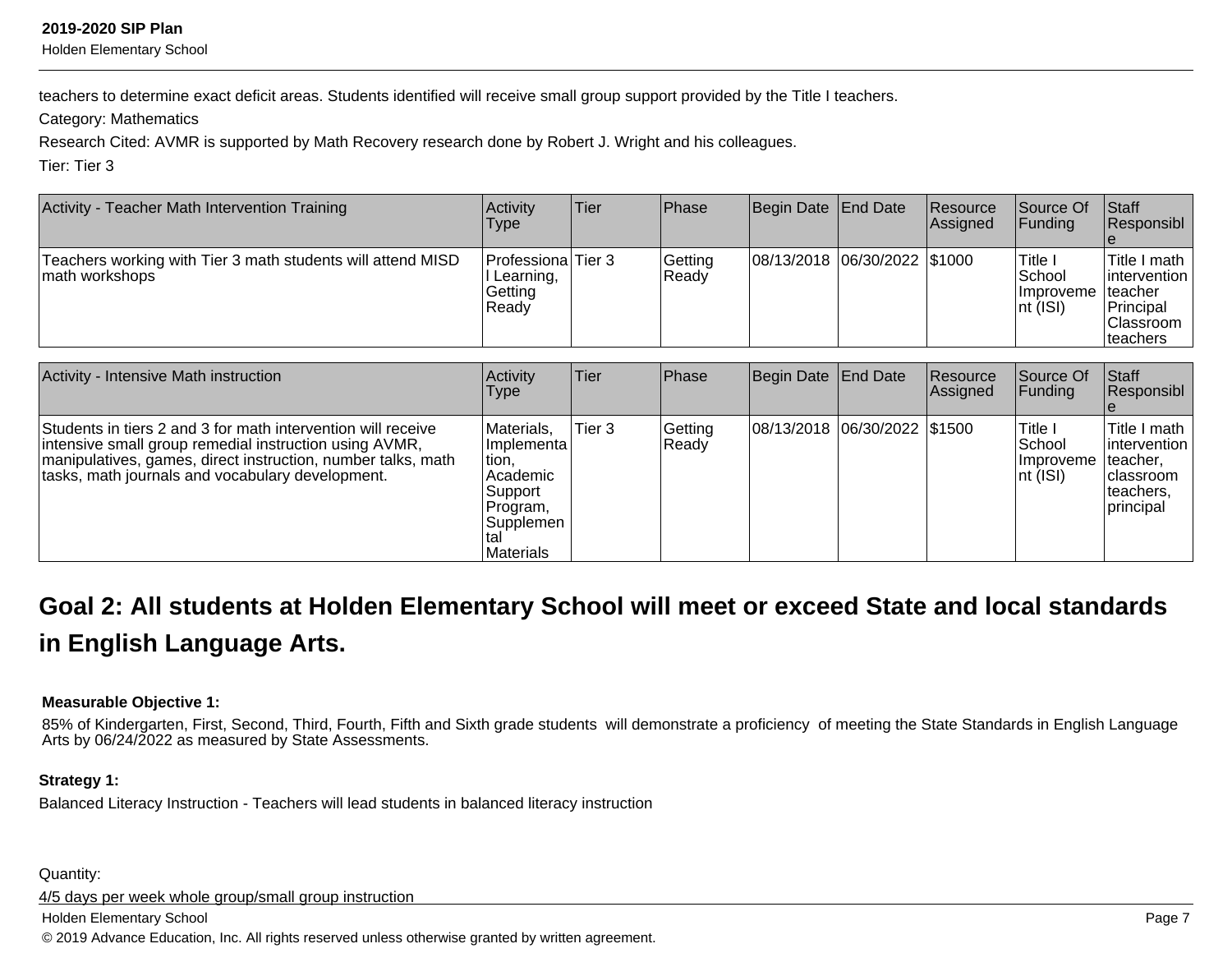teachers to determine exact deficit areas. Students identified will receive small group support provided by the Title I teachers.

Category: Mathematics

Research Cited: AVMR is supported by Math Recovery research done by Robert J. Wright and his colleagues.

Tier: Tier 3

| Activity - Teacher Math Intervention Training | Activity Type | Tier | Phase | Begin Date | End Date | Resource Assigned | Source Of Funding | Staff Responsible |
|---|---|---|---|---|---|---|---|---|
| Teachers working with Tier 3 math students will attend MISD math workshops | Professional Learning, Getting Ready | Tier 3 | Getting Ready | 08/13/2018 | 06/30/2022 | $1000 | Title I School Improvement (ISI) | Title I math intervention teacher Principal Classroom teachers |

| Activity - Intensive Math instruction | Activity Type | Tier | Phase | Begin Date | End Date | Resource Assigned | Source Of Funding | Staff Responsible |
|---|---|---|---|---|---|---|---|---|
| Students in tiers 2 and 3 for math intervention will receive intensive small group remedial instruction using AVMR, manipulatives, games, direct instruction, number talks, math tasks, math journals and vocabulary development. | Materials, Implementation, Academic Support Program, Supplemental Materials | Tier 3 | Getting Ready | 08/13/2018 | 06/30/2022 | $1500 | Title I School Improvement (ISI) | Title I math intervention teacher, classroom teachers, principal |

## Goal 2: All students at Holden Elementary School will meet or exceed State and local standards in English Language Arts.

**Measurable Objective 1:**

85% of Kindergarten, First, Second, Third, Fourth, Fifth and Sixth grade students will demonstrate a proficiency of meeting the State Standards in English Language Arts by 06/24/2022 as measured by State Assessments.

**Strategy 1:**

Balanced Literacy Instruction - Teachers will lead students in balanced literacy instruction

Quantity:

4/5 days per week whole group/small group instruction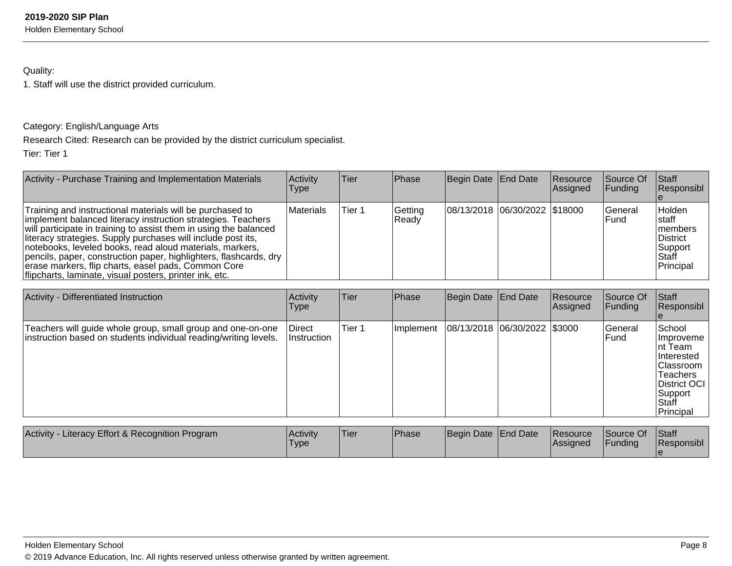Quality:

1. Staff will use the district provided curriculum.

Category: English/Language Arts

Research Cited: Research can be provided by the district curriculum specialist.

Tier: Tier 1

| Activity - Purchase Training and Implementation Materials | Activity Type | Tier | Phase | Begin Date | End Date | Resource Assigned | Source Of Funding | Staff Responsible |
|---|---|---|---|---|---|---|---|---|
| Training and instructional materials will be purchased to implement balanced literacy instruction strategies. Teachers will participate in training to assist them in using the balanced literacy strategies. Supply purchases will include post its, notebooks, leveled books, read aloud materials, markers, pencils, paper, construction paper, highlighters, flashcards, dry erase markers, flip charts, easel pads, Common Core flipcharts, laminate, visual posters, printer ink, etc. | Materials | Tier 1 | Getting Ready | 08/13/2018 | 06/30/2022 | $18000 | General Fund | Holden staff members District Support Staff Principal |

| Activity - Differentiated Instruction | Activity Type | Tier | Phase | Begin Date | End Date | Resource Assigned | Source Of Funding | Staff Responsible |
|---|---|---|---|---|---|---|---|---|
| Teachers will guide whole group, small group and one-on-one instruction based on students individual reading/writing levels. | Direct Instruction | Tier 1 | Implement | 08/13/2018 | 06/30/2022 | $3000 | General Fund | School Improvement Team Interested Classroom Teachers District OCI Support Staff Principal |

| Activity - Literacy Effort & Recognition Program | Activity Type | Tier | Phase | Begin Date | End Date | Resource Assigned | Source Of Funding | Staff Responsible |
|---|---|---|---|---|---|---|---|---|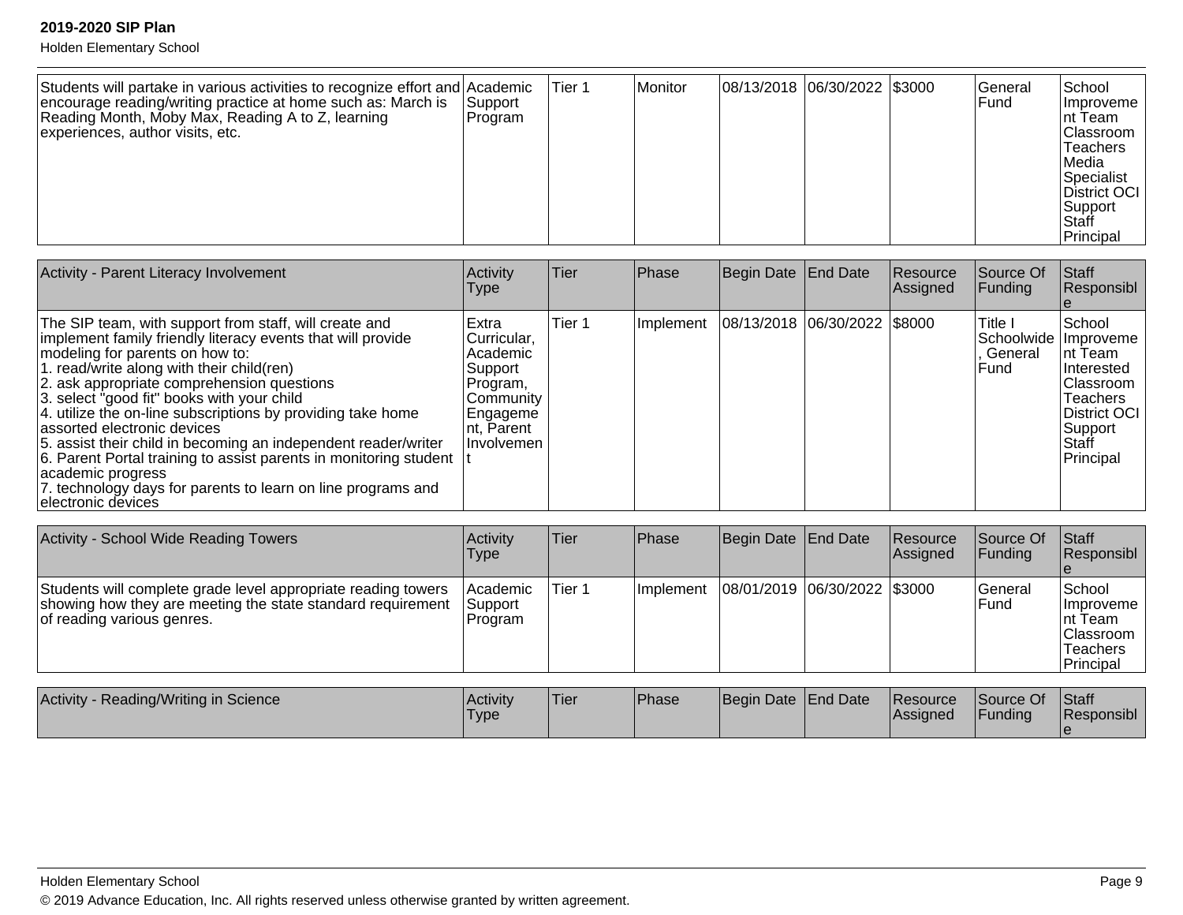| | | | | | | | | |
|---|---|---|---|---|---|---|---|---|
| Students will partake in various activities to recognize effort and encourage reading/writing practice at home such as: March is Reading Month, Moby Max, Reading A to Z, learning experiences, author visits, etc. | Academic Support Program | Tier 1 | Monitor | 08/13/2018 | 06/30/2022 | $3000 | General Fund | School Improvement Team Classroom Teachers Media Specialist District OCI Support Staff Principal |

| Activity - Parent Literacy Involvement | Activity Type | Tier | Phase | Begin Date | End Date | Resource Assigned | Source Of Funding | Staff Responsible |
|---|---|---|---|---|---|---|---|---|
| The SIP team, with support from staff, will create and implement family friendly literacy events that will provide modeling for parents on how to:<br>1. read/write along with their child(ren)<br>2. ask appropriate comprehension questions<br>3. select "good fit" books with your child<br>4. utilize the on-line subscriptions by providing take home assorted electronic devices<br>5. assist their child in becoming an independent reader/writer<br>6. Parent Portal training to assist parents in monitoring student academic progress<br>7. technology days for parents to learn on line programs and electronic devices | Extra Curricular, Academic Support Program, Community Engagement, Parent Involvement | Tier 1 | Implement | 08/13/2018 | 06/30/2022 | $8000 | Title I Schoolwide, General Fund | School Improvement Team Interested Classroom Teachers District OCI Support Staff Principal |

| Activity - School Wide Reading Towers | Activity Type | Tier | Phase | Begin Date | End Date | Resource Assigned | Source Of Funding | Staff Responsible |
|---|---|---|---|---|---|---|---|---|
| Students will complete grade level appropriate reading towers showing how they are meeting the state standard requirement of reading various genres. | Academic Support Program | Tier 1 | Implement | 08/01/2019 | 06/30/2022 | $3000 | General Fund | School Improvement Team Classroom Teachers Principal |

| Activity - Reading/Writing in Science | Activity Type | Tier | Phase | Begin Date | End Date | Resource Assigned | Source Of Funding | Staff Responsible |
|---|---|---|---|---|---|---|---|---|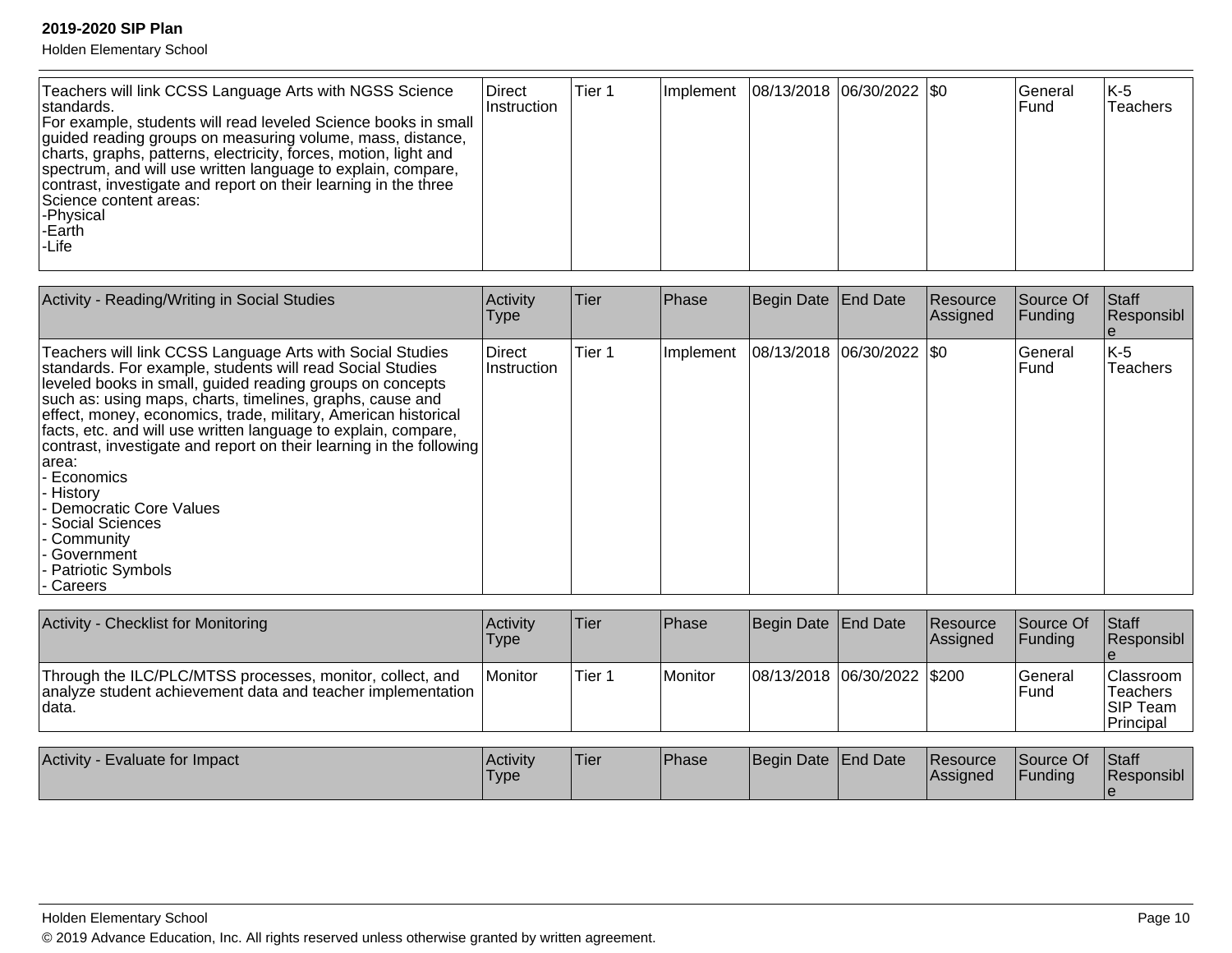| | | | | | | | | |
|---|---|---|---|---|---|---|---|---|
| Teachers will link CCSS Language Arts with NGSS Science standards.<br>For example, students will read leveled Science books in small guided reading groups on measuring volume, mass, distance, charts, graphs, patterns, electricity, forces, motion, light and spectrum, and will use written language to explain, compare, contrast, investigate and report on their learning in the three Science content areas:<br>-Physical<br>-Earth<br>-Life | Direct Instruction | Tier 1 | Implement | 08/13/2018 | 06/30/2022 | $0 | General Fund | K-5 Teachers |

| Activity - Reading/Writing in Social Studies | Activity Type | Tier | Phase | Begin Date | End Date | Resource Assigned | Source Of Funding | Staff Responsible |
|---|---|---|---|---|---|---|---|---|
| Teachers will link CCSS Language Arts with Social Studies standards. For example, students will read Social Studies leveled books in small, guided reading groups on concepts such as: using maps, charts, timelines, graphs, cause and effect, money, economics, trade, military, American historical facts, etc. and will use written language to explain, compare, contrast, investigate and report on their learning in the following area:<br>- Economics<br>- History<br>- Democratic Core Values<br>- Social Sciences<br>- Community<br>- Government<br>- Patriotic Symbols<br>- Careers | Direct Instruction | Tier 1 | Implement | 08/13/2018 | 06/30/2022 | $0 | General Fund | K-5 Teachers |

| Activity - Checklist for Monitoring | Activity Type | Tier | Phase | Begin Date | End Date | Resource Assigned | Source Of Funding | Staff Responsible |
|---|---|---|---|---|---|---|---|---|
| Through the ILC/PLC/MTSS processes, monitor, collect, and analyze student achievement data and teacher implementation data. | Monitor | Tier 1 | Monitor | 08/13/2018 | 06/30/2022 | $200 | General Fund | Classroom Teachers<br>SIP Team<br>Principal |

| Activity - Evaluate for Impact | Activity Type | Tier | Phase | Begin Date | End Date | Resource Assigned | Source Of Funding | Staff Responsible |
|---|---|---|---|---|---|---|---|---|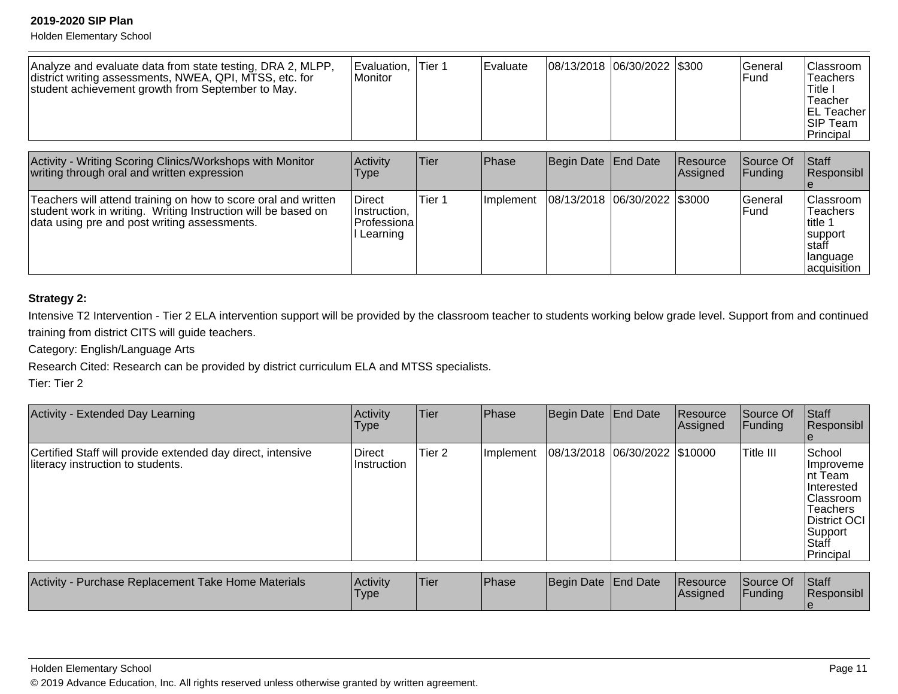| Analyze and evaluate data from state testing, DRA 2, MLPP, district writing assessments, NWEA, QPI, MTSS, etc. for student achievement growth from September to May. | Evaluation, Monitor | Tier 1 | Evaluate | 08/13/2018 | 06/30/2022 | $300 | General Fund | Classroom Teachers Title I Teacher EL Teacher SIP Team Principal |
|---|---|---|---|---|---|---|---|---|

| Activity - Writing Scoring Clinics/Workshops with Monitor writing through oral and written expression | Activity Type | Tier | Phase | Begin Date | End Date | Resource Assigned | Source Of Funding | Staff Responsible |
|---|---|---|---|---|---|---|---|---|
| Teachers will attend training on how to score oral and written student work in writing. Writing Instruction will be based on data using pre and post writing assessments. | Direct Instruction, Professional Learning | Tier 1 | Implement | 08/13/2018 | 06/30/2022 | $3000 | General Fund | Classroom Teachers title 1 support staff language acquisition |

**Strategy 2:**

Intensive T2 Intervention - Tier 2 ELA intervention support will be provided by the classroom teacher to students working below grade level. Support from and continued training from district CITS will guide teachers.

Category: English/Language Arts

Research Cited: Research can be provided by district curriculum ELA and MTSS specialists.

Tier: Tier 2

| Activity - Extended Day Learning | Activity Type | Tier | Phase | Begin Date | End Date | Resource Assigned | Source Of Funding | Staff Responsible |
|---|---|---|---|---|---|---|---|---|
| Certified Staff will provide extended day direct, intensive literacy instruction to students. | Direct Instruction | Tier 2 | Implement | 08/13/2018 | 06/30/2022 | $10000 | Title III | School Improvement Team Interested Classroom Teachers District OCI Support Staff Principal |

| Activity - Purchase Replacement Take Home Materials | Activity Type | Tier | Phase | Begin Date | End Date | Resource Assigned | Source Of Funding | Staff Responsible |
|---|---|---|---|---|---|---|---|---|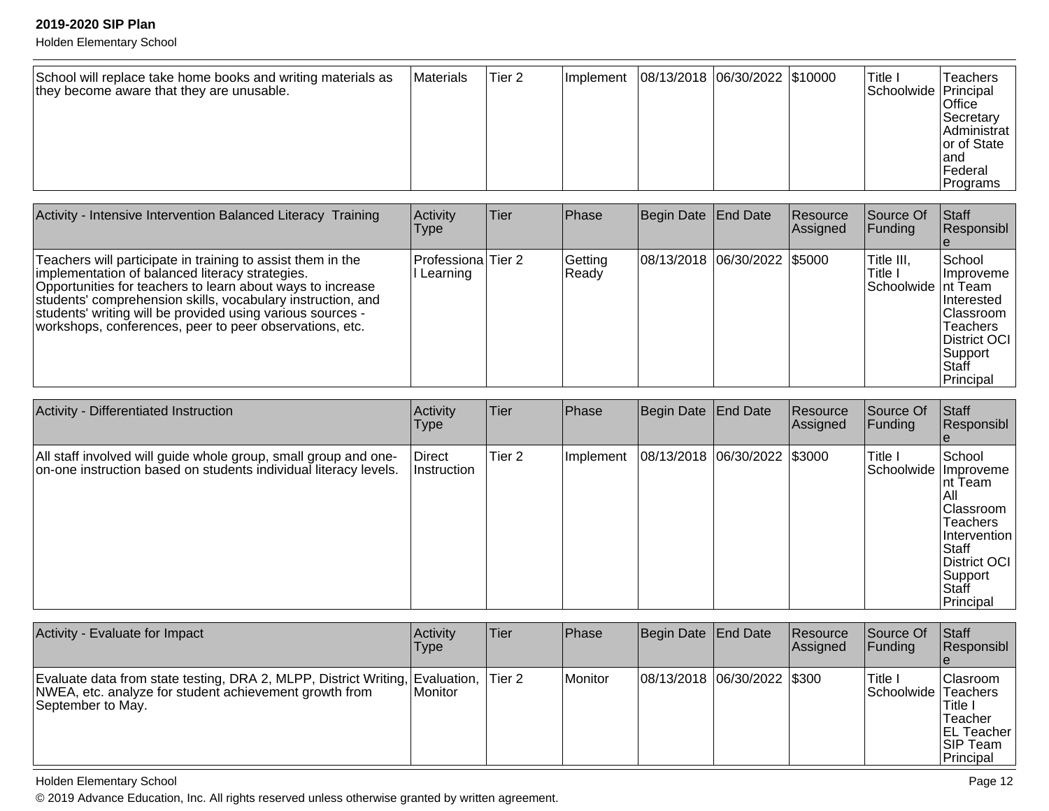| School will replace take home books and writing materials as they become aware that they are unusable. | Materials | Tier 2 | Implement | 08/13/2018 | 06/30/2022 | $10000 | Title I Schoolwide | Teachers Principal Office Secretary Administrator of State and Federal Programs |
|---|---|---|---|---|---|---|---|---|

| Activity - Intensive Intervention Balanced Literacy Training | Activity Type | Tier | Phase | Begin Date | End Date | Resource Assigned | Source Of Funding | Staff Responsible |
|---|---|---|---|---|---|---|---|---|
| Teachers will participate in training to assist them in the implementation of balanced literacy strategies. Opportunities for teachers to learn about ways to increase students' comprehension skills, vocabulary instruction, and students' writing will be provided using various sources - workshops, conferences, peer to peer observations, etc. | Professional Learning | Tier 2 | Getting Ready | 08/13/2018 | 06/30/2022 | $5000 | Title III, Title I Schoolwide | School Improvement Team Interested Classroom Teachers District OCI Support Staff Principal |

| Activity - Differentiated Instruction | Activity Type | Tier | Phase | Begin Date | End Date | Resource Assigned | Source Of Funding | Staff Responsible |
|---|---|---|---|---|---|---|---|---|
| All staff involved will guide whole group, small group and one-on-one instruction based on students individual literacy levels. | Direct Instruction | Tier 2 | Implement | 08/13/2018 | 06/30/2022 | $3000 | Title I Schoolwide | School Improvement Team All Classroom Teachers Intervention Staff District OCI Support Staff Principal |

| Activity - Evaluate for Impact | Activity Type | Tier | Phase | Begin Date | End Date | Resource Assigned | Source Of Funding | Staff Responsible |
|---|---|---|---|---|---|---|---|---|
| Evaluate data from state testing, DRA 2, MLPP, District Writing, NWEA, etc. analyze for student achievement growth from September to May. | Evaluation, Monitor | Tier 2 | Monitor | 08/13/2018 | 06/30/2022 | $300 | Title I Schoolwide | Clasroom Teachers Title I Teacher EL Teacher SIP Team Principal |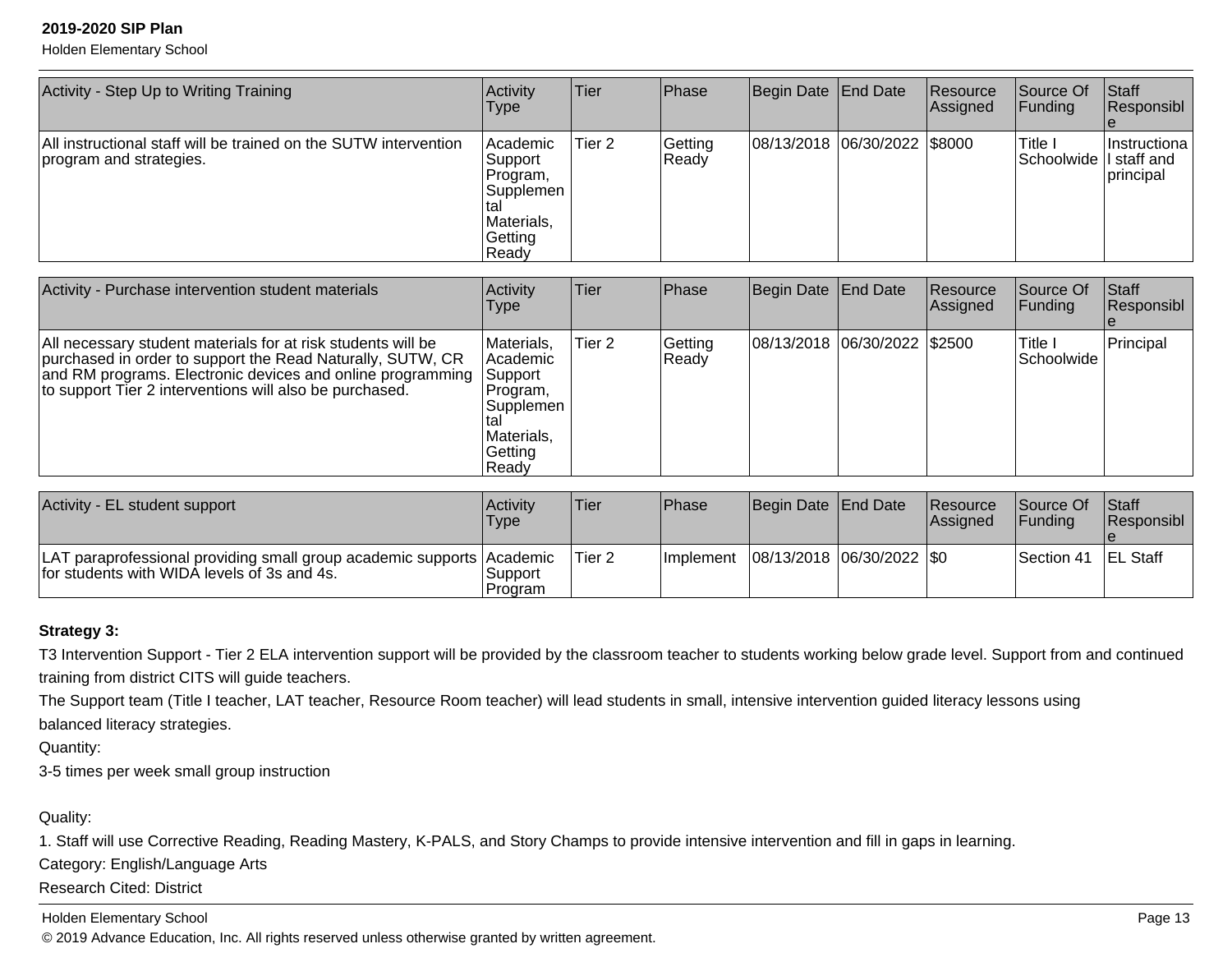| Activity - Step Up to Writing Training | Activity Type | Tier | Phase | Begin Date | End Date | Resource Assigned | Source Of Funding | Staff Responsible |
|---|---|---|---|---|---|---|---|---|
| All instructional staff will be trained on the SUTW intervention program and strategies. | Academic Support Program, Supplemental Materials, Getting Ready | Tier 2 | Getting Ready | 08/13/2018 | 06/30/2022 | $8000 | Title I Schoolwide | Instructional staff and principal |

| Activity - Purchase intervention student materials | Activity Type | Tier | Phase | Begin Date | End Date | Resource Assigned | Source Of Funding | Staff Responsible |
|---|---|---|---|---|---|---|---|---|
| All necessary student materials for at risk students will be purchased in order to support the Read Naturally, SUTW, CR and RM programs. Electronic devices and online programming to support Tier 2 interventions will also be purchased. | Materials, Academic Support Program, Supplemental Materials, Getting Ready | Tier 2 | Getting Ready | 08/13/2018 | 06/30/2022 | $2500 | Title I Schoolwide | Principal |

| Activity - EL student support | Activity Type | Tier | Phase | Begin Date | End Date | Resource Assigned | Source Of Funding | Staff Responsible |
|---|---|---|---|---|---|---|---|---|
| LAT paraprofessional providing small group academic supports for students with WIDA levels of 3s and 4s. | Academic Support Program | Tier 2 | Implement | 08/13/2018 | 06/30/2022 | $0 | Section 41 | EL Staff |

**Strategy 3:**

T3 Intervention Support - Tier 2 ELA intervention support will be provided by the classroom teacher to students working below grade level. Support from and continued training from district CITS will guide teachers.

The Support team (Title I teacher, LAT teacher, Resource Room teacher) will lead students in small, intensive intervention guided literacy lessons using balanced literacy strategies.

Quantity:

3-5 times per week small group instruction

Quality:

1. Staff will use Corrective Reading, Reading Mastery, K-PALS, and Story Champs to provide intensive intervention and fill in gaps in learning.

Category: English/Language Arts

Research Cited: District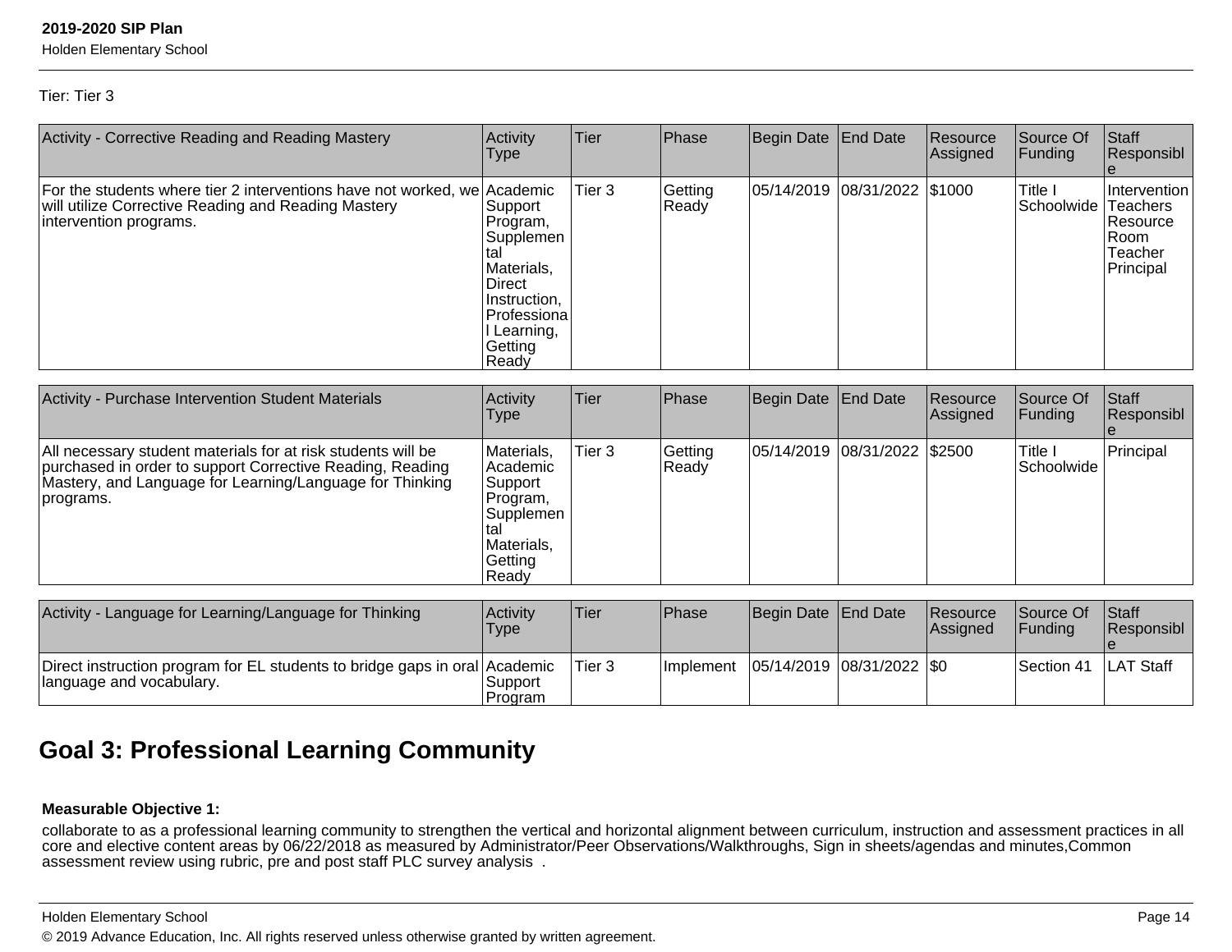Tier: Tier 3

| Activity - Corrective Reading and Reading Mastery | Activity Type | Tier | Phase | Begin Date | End Date | Resource Assigned | Source Of Funding | Staff Responsible |
|---|---|---|---|---|---|---|---|---|
| For the students where tier 2 interventions have not worked, we will utilize Corrective Reading and Reading Mastery intervention programs. | Academic Support Program, Supplemental Materials, Direct Instruction, Professional Learning, Getting Ready | Tier 3 | Getting Ready | 05/14/2019 | 08/31/2022 | $1000 | Title I Schoolwide | Intervention Teachers Resource Room Teacher Principal |

| Activity - Purchase Intervention Student Materials | Activity Type | Tier | Phase | Begin Date | End Date | Resource Assigned | Source Of Funding | Staff Responsible |
|---|---|---|---|---|---|---|---|---|
| All necessary student materials for at risk students will be purchased in order to support Corrective Reading, Reading Mastery, and Language for Learning/Language for Thinking programs. | Materials, Academic Support Program, Supplemental Materials, Getting Ready | Tier 3 | Getting Ready | 05/14/2019 | 08/31/2022 | $2500 | Title I Schoolwide | Principal |

| Activity - Language for Learning/Language for Thinking | Activity Type | Tier | Phase | Begin Date | End Date | Resource Assigned | Source Of Funding | Staff Responsible |
|---|---|---|---|---|---|---|---|---|
| Direct instruction program for EL students to bridge gaps in oral language and vocabulary. | Academic Support Program | Tier 3 | Implement | 05/14/2019 | 08/31/2022 | $0 | Section 41 | LAT Staff |

## Goal 3: Professional Learning Community

**Measurable Objective 1:**

collaborate to as a professional learning community to strengthen the vertical and horizontal alignment between curriculum, instruction and assessment practices in all core and elective content areas by 06/22/2018 as measured by Administrator/Peer Observations/Walkthroughs, Sign in sheets/agendas and minutes,Common assessment review using rubric, pre and post staff PLC survey analysis .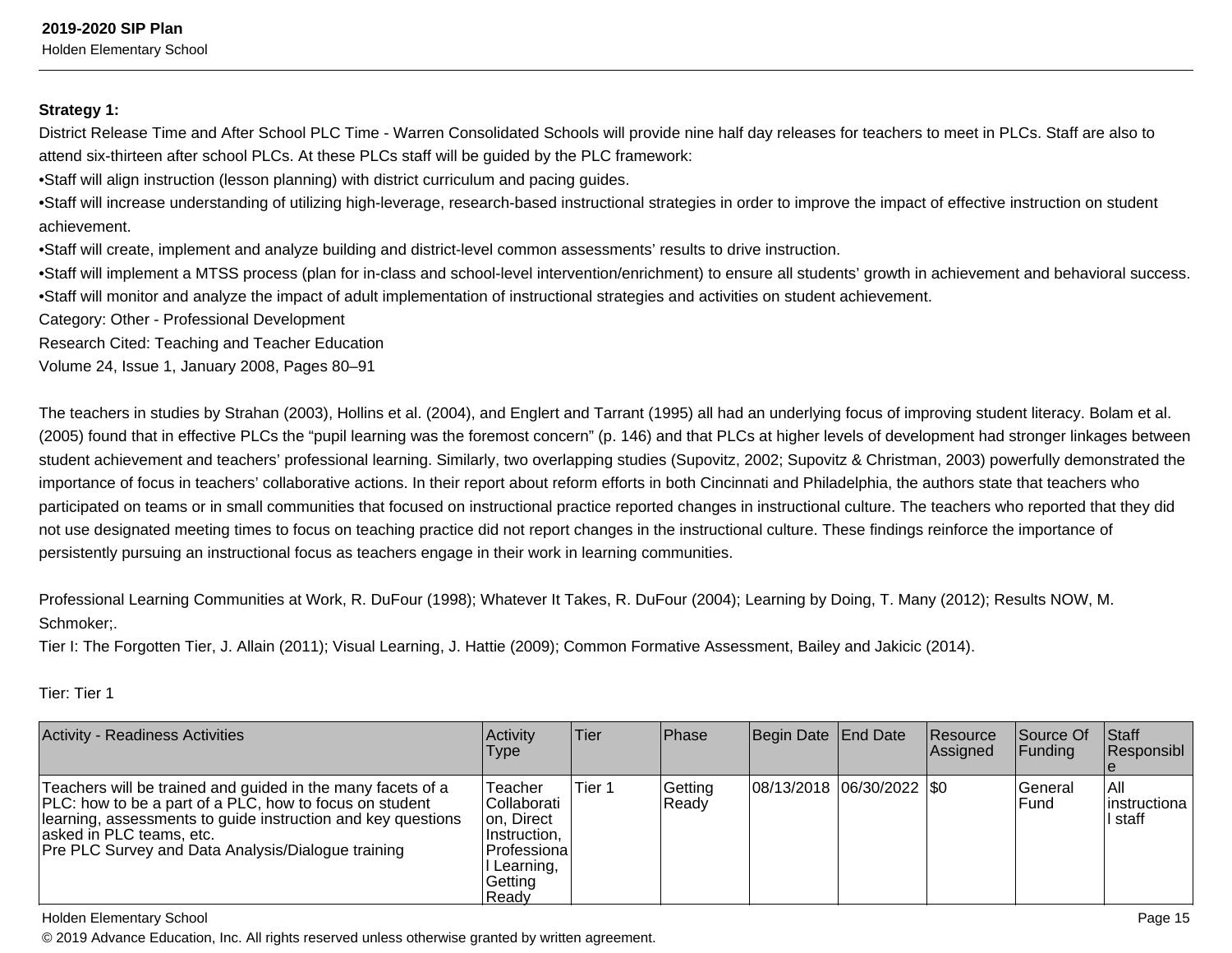**Strategy 1:**

District Release Time and After School PLC Time - Warren Consolidated Schools will provide nine half day releases for teachers to meet in PLCs. Staff are also to attend six-thirteen after school PLCs. At these PLCs staff will be guided by the PLC framework:

•Staff will align instruction (lesson planning) with district curriculum and pacing guides.

•Staff will increase understanding of utilizing high-leverage, research-based instructional strategies in order to improve the impact of effective instruction on student achievement.

•Staff will create, implement and analyze building and district-level common assessments' results to drive instruction.

•Staff will implement a MTSS process (plan for in-class and school-level intervention/enrichment) to ensure all students' growth in achievement and behavioral success.

•Staff will monitor and analyze the impact of adult implementation of instructional strategies and activities on student achievement.

Category: Other - Professional Development

Research Cited: Teaching and Teacher Education

Volume 24, Issue 1, January 2008, Pages 80–91

The teachers in studies by Strahan (2003), Hollins et al. (2004), and Englert and Tarrant (1995) all had an underlying focus of improving student literacy. Bolam et al. (2005) found that in effective PLCs the "pupil learning was the foremost concern" (p. 146) and that PLCs at higher levels of development had stronger linkages between student achievement and teachers' professional learning. Similarly, two overlapping studies (Supovitz, 2002; Supovitz & Christman, 2003) powerfully demonstrated the importance of focus in teachers' collaborative actions. In their report about reform efforts in both Cincinnati and Philadelphia, the authors state that teachers who participated on teams or in small communities that focused on instructional practice reported changes in instructional culture. The teachers who reported that they did not use designated meeting times to focus on teaching practice did not report changes in the instructional culture. These findings reinforce the importance of persistently pursuing an instructional focus as teachers engage in their work in learning communities.

Professional Learning Communities at Work, R. DuFour (1998); Whatever It Takes, R. DuFour (2004); Learning by Doing, T. Many (2012); Results NOW, M. Schmoker;.

Tier I: The Forgotten Tier, J. Allain (2011); Visual Learning, J. Hattie (2009); Common Formative Assessment, Bailey and Jakicic (2014).

Tier: Tier 1

| Activity - Readiness Activities | Activity Type | Tier | Phase | Begin Date | End Date | Resource Assigned | Source Of Funding | Staff Responsible |
|---|---|---|---|---|---|---|---|---|
| Teachers will be trained and guided in the many facets of a PLC: how to be a part of a PLC, how to focus on student learning, assessments to guide instruction and key questions asked in PLC teams, etc.<br>Pre PLC Survey and Data Analysis/Dialogue training | Teacher Collaboration, Direct Instruction, Professional Learning, Getting Ready | Tier 1 | Getting Ready | 08/13/2018 | 06/30/2022 | $0 | General Fund | All instructional staff |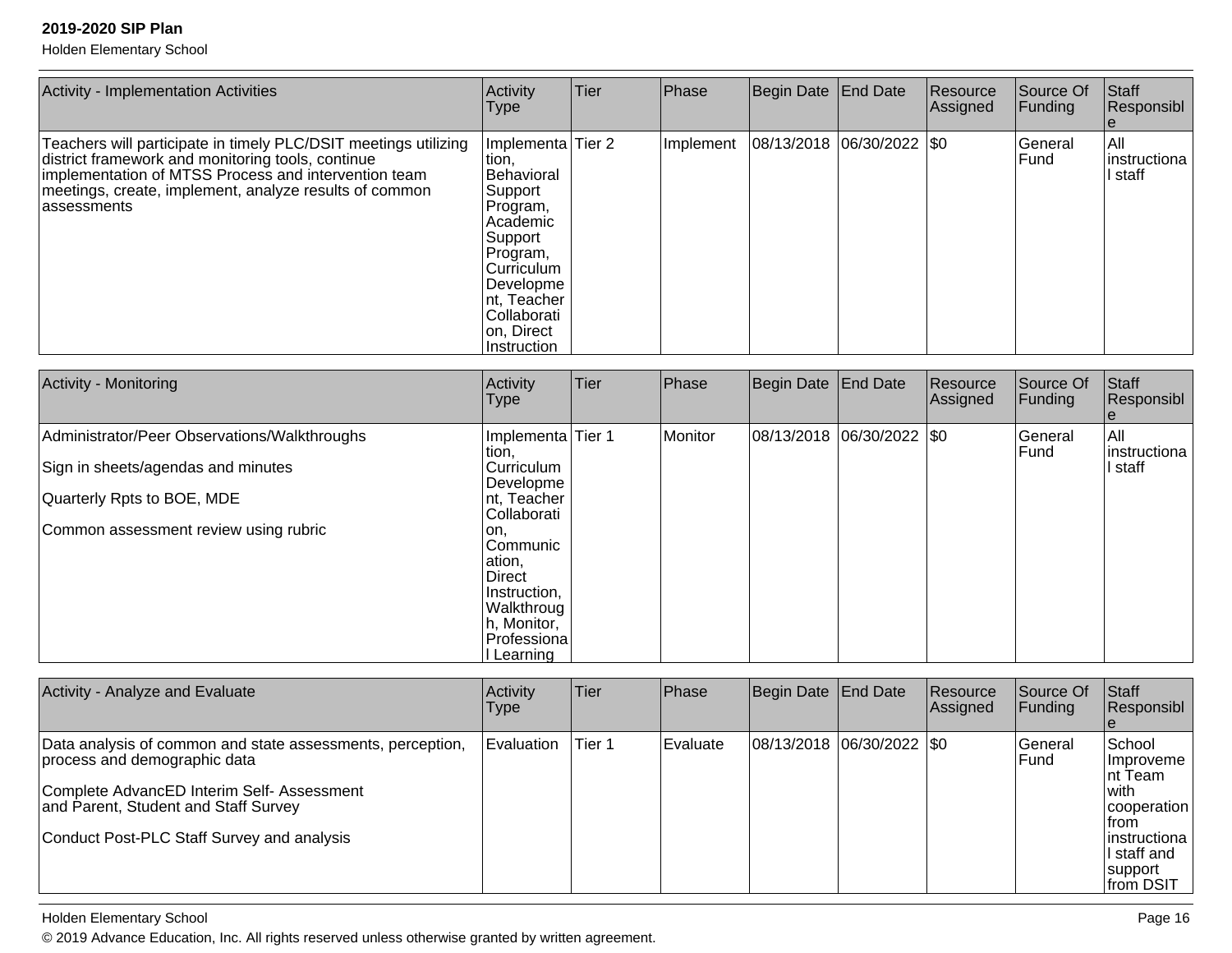| Activity - Implementation Activities | Activity Type | Tier | Phase | Begin Date | End Date | Resource Assigned | Source Of Funding | Staff Responsible |
|---|---|---|---|---|---|---|---|---|
| Teachers will participate in timely PLC/DSIT meetings utilizing district framework and monitoring tools, continue implementation of MTSS Process and intervention team meetings, create, implement, analyze results of common assessments | Implementation, Behavioral Support Program, Academic Support Program, Curriculum Development, Teacher Collaboration, Direct Instruction | Tier 2 | Implement | 08/13/2018 | 06/30/2022 | $0 | General Fund | All instructional staff |

| Activity - Monitoring | Activity Type | Tier | Phase | Begin Date | End Date | Resource Assigned | Source Of Funding | Staff Responsible |
|---|---|---|---|---|---|---|---|---|
| Administrator/Peer Observations/Walkthroughs<br><br>Sign in sheets/agendas and minutes<br><br>Quarterly Rpts to BOE, MDE<br><br>Common assessment review using rubric | Implementation, Curriculum Development, Teacher Collaboration, Communication, Direct Instruction, Walkthrough, Monitor, Professional Learning | Tier 1 | Monitor | 08/13/2018 | 06/30/2022 | $0 | General Fund | All instructional staff |

| Activity - Analyze and Evaluate | Activity Type | Tier | Phase | Begin Date | End Date | Resource Assigned | Source Of Funding | Staff Responsible |
|---|---|---|---|---|---|---|---|---|
| Data analysis of common and state assessments, perception, process and demographic data<br><br>Complete AdvancED Interim Self- Assessment and Parent, Student and Staff Survey<br><br>Conduct Post-PLC Staff Survey and analysis | Evaluation | Tier 1 | Evaluate | 08/13/2018 | 06/30/2022 | $0 | General Fund | School Improvement Team with cooperation from instructional staff and support from DSIT |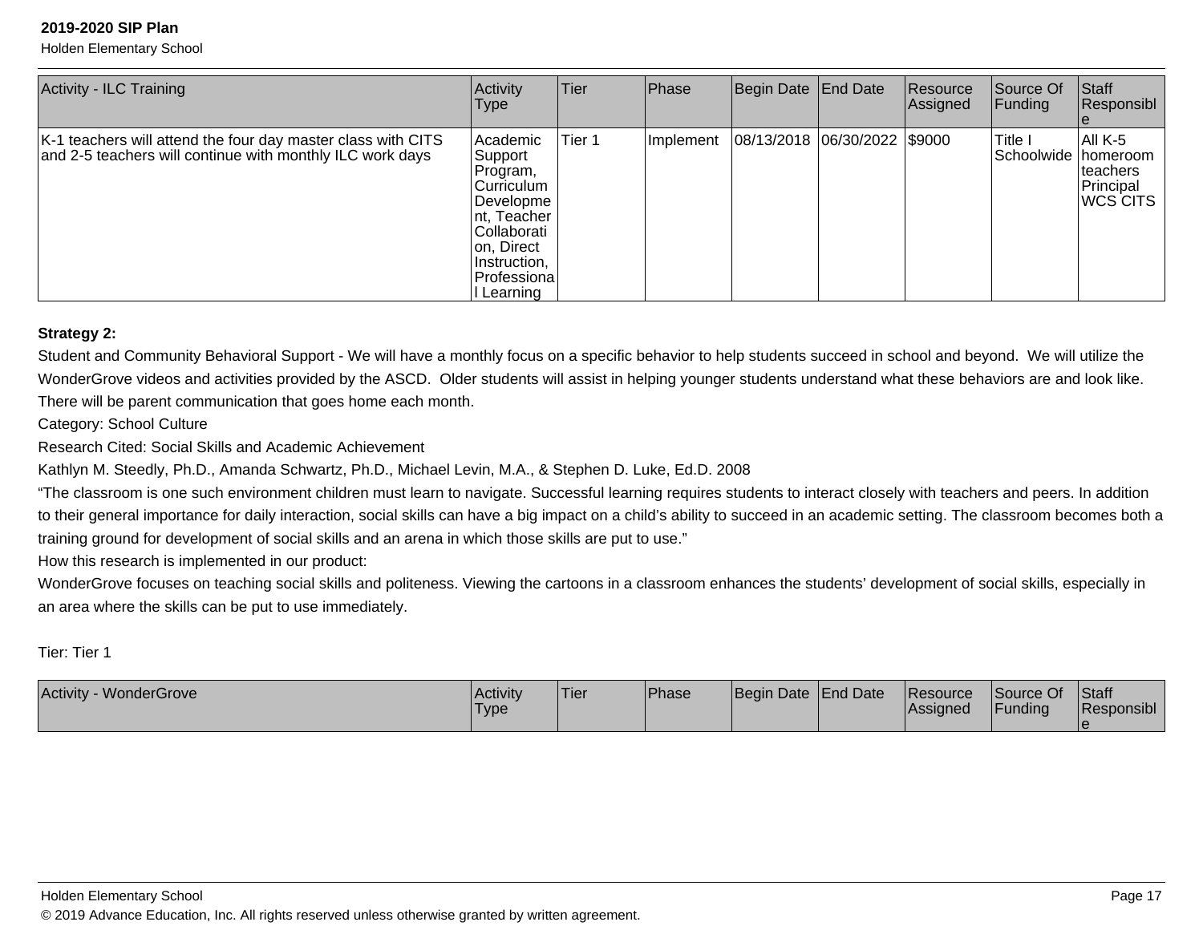| Activity - ILC Training | Activity Type | Tier | Phase | Begin Date | End Date | Resource Assigned | Source Of Funding | Staff Responsible |
|---|---|---|---|---|---|---|---|---|
| K-1 teachers will attend the four day master class with CITS and 2-5 teachers will continue with monthly ILC work days | Academic Support Program, Curriculum Development, Teacher Collaboration, Direct Instruction, Professional Learning | Tier 1 | Implement | 08/13/2018 | 06/30/2022 | $9000 | Title I Schoolwide | All K-5 homeroom teachers Principal WCS CITS |

**Strategy 2:**

Student and Community Behavioral Support - We will have a monthly focus on a specific behavior to help students succeed in school and beyond. We will utilize the WonderGrove videos and activities provided by the ASCD. Older students will assist in helping younger students understand what these behaviors are and look like. There will be parent communication that goes home each month.

Category: School Culture

Research Cited: Social Skills and Academic Achievement

Kathlyn M. Steedly, Ph.D., Amanda Schwartz, Ph.D., Michael Levin, M.A., & Stephen D. Luke, Ed.D. 2008

"The classroom is one such environment children must learn to navigate. Successful learning requires students to interact closely with teachers and peers. In addition to their general importance for daily interaction, social skills can have a big impact on a child's ability to succeed in an academic setting. The classroom becomes both a training ground for development of social skills and an arena in which those skills are put to use."

How this research is implemented in our product:

WonderGrove focuses on teaching social skills and politeness. Viewing the cartoons in a classroom enhances the students' development of social skills, especially in an area where the skills can be put to use immediately.

Tier: Tier 1

| Activity - WonderGrove | Activity Type | Tier | Phase | Begin Date | End Date | Resource Assigned | Source Of Funding | Staff Responsible |
|---|---|---|---|---|---|---|---|---|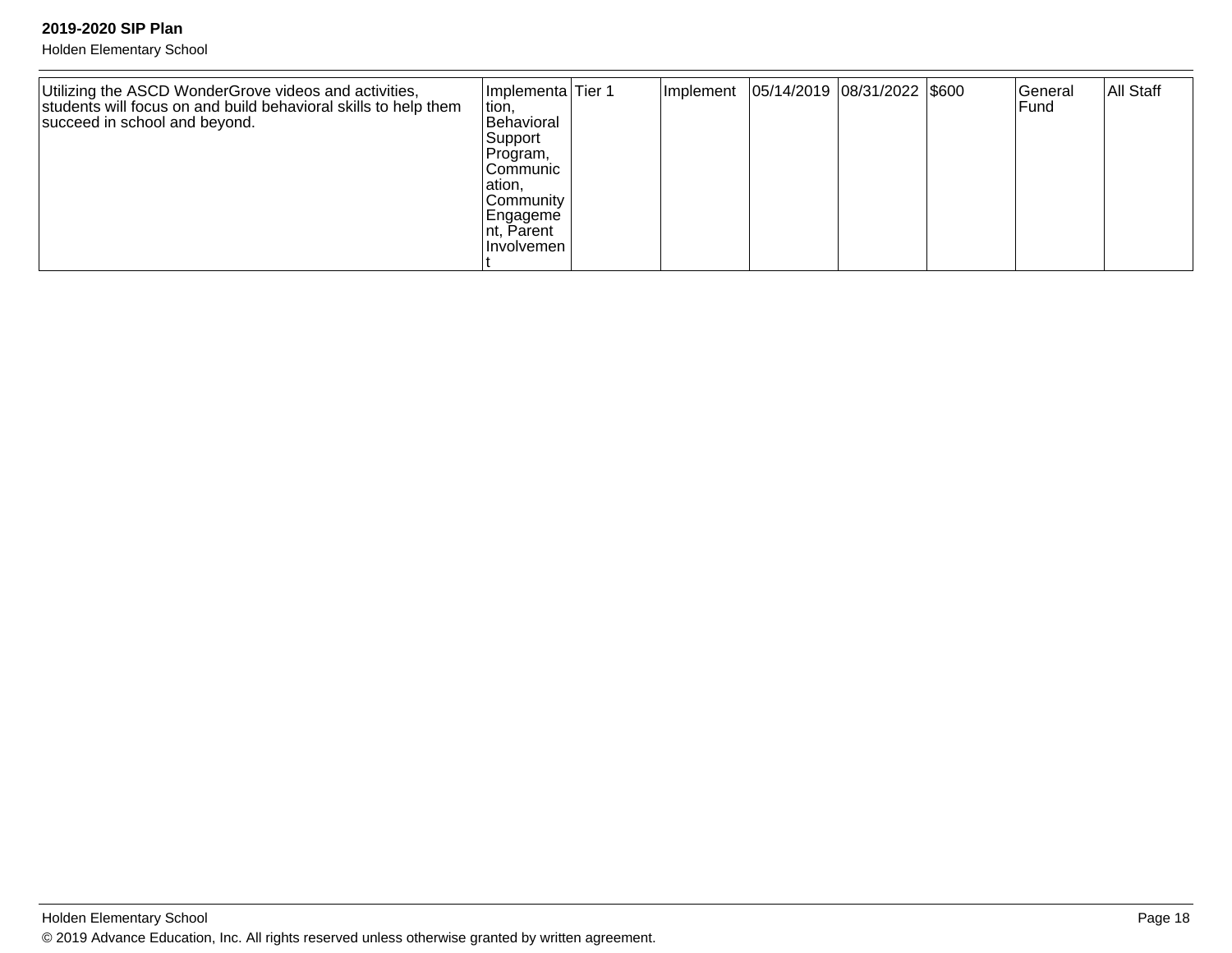| | | | | | | | | |
|---|---|---|---|---|---|---|---|---|
| Utilizing the ASCD WonderGrove videos and activities, students will focus on and build behavioral skills to help them succeed in school and beyond. | Implementation, Behavioral Support Program, Communication, Community Engagement, Parent Involvement | Tier 1 | Implement | 05/14/2019 | 08/31/2022 | $600 | General Fund | All Staff |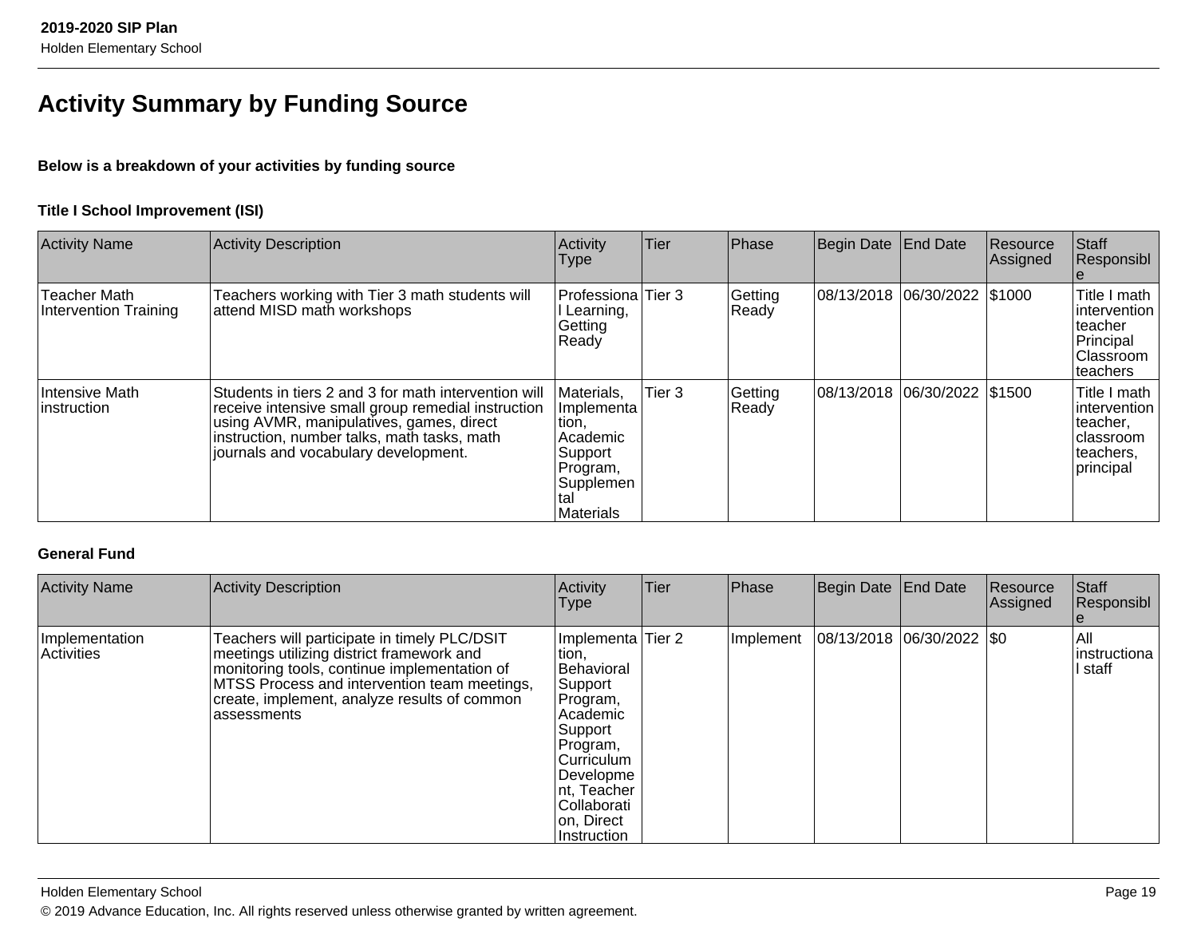## Activity Summary by Funding Source

**Below is a breakdown of your activities by funding source**

### Title I School Improvement (ISI)

| Activity Name | Activity Description | Activity Type | Tier | Phase | Begin Date | End Date | Resource Assigned | Staff Responsible |
|---|---|---|---|---|---|---|---|---|
| Teacher Math Intervention Training | Teachers working with Tier 3 math students will attend MISD math workshops | Professional Learning, Getting Ready | Tier 3 | Getting Ready | 08/13/2018 | 06/30/2022 | $1000 | Title I math intervention teacher Principal Classroom teachers |
| Intensive Math instruction | Students in tiers 2 and 3 for math intervention will receive intensive small group remedial instruction using AVMR, manipulatives, games, direct instruction, number talks, math tasks, math journals and vocabulary development. | Materials, Implementation, Academic Support Program, Supplemental Materials | Tier 3 | Getting Ready | 08/13/2018 | 06/30/2022 | $1500 | Title I math intervention teacher, classroom teachers, principal |

### General Fund

| Activity Name | Activity Description | Activity Type | Tier | Phase | Begin Date | End Date | Resource Assigned | Staff Responsible |
|---|---|---|---|---|---|---|---|---|
| Implementation Activities | Teachers will participate in timely PLC/DSIT meetings utilizing district framework and monitoring tools, continue implementation of MTSS Process and intervention team meetings, create, implement, analyze results of common assessments | Implementation, Behavioral Support Program, Academic Support Program, Curriculum Development, Teacher Collaboration, Direct Instruction | Tier 2 | Implement | 08/13/2018 | 06/30/2022 | $0 | All instructional staff |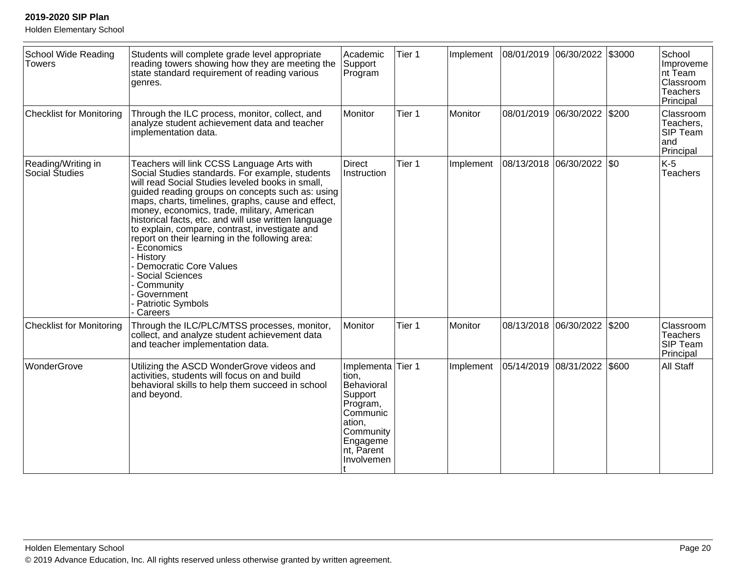| School Wide Reading Towers | Students will complete grade level appropriate reading towers showing how they are meeting the state standard requirement of reading various genres. | Academic Support Program | Tier 1 | Implement | 08/01/2019 | 06/30/2022 | $3000 | School Improvement Team Classroom Teachers Principal |
|---|---|---|---|---|---|---|---|---|
| Checklist for Monitoring | Through the ILC process, monitor, collect, and analyze student achievement data and teacher implementation data. | Monitor | Tier 1 | Monitor | 08/01/2019 | 06/30/2022 | $200 | Classroom Teachers, SIP Team and Principal |
| Reading/Writing in Social Studies | Teachers will link CCSS Language Arts with Social Studies standards. For example, students will read Social Studies leveled books in small, guided reading groups on concepts such as: using maps, charts, timelines, graphs, cause and effect, money, economics, trade, military, American historical facts, etc. and will use written language to explain, compare, contrast, investigate and report on their learning in the following area:<br>- Economics<br>- History<br>- Democratic Core Values<br>- Social Sciences<br>- Community<br>- Government<br>- Patriotic Symbols<br>- Careers | Direct Instruction | Tier 1 | Implement | 08/13/2018 | 06/30/2022 | $0 | K-5 Teachers |
| Checklist for Monitoring | Through the ILC/PLC/MTSS processes, monitor, collect, and analyze student achievement data and teacher implementation data. | Monitor | Tier 1 | Monitor | 08/13/2018 | 06/30/2022 | $200 | Classroom Teachers SIP Team Principal |
| WonderGrove | Utilizing the ASCD WonderGrove videos and activities, students will focus on and build behavioral skills to help them succeed in school and beyond. | Implementation, Behavioral Support Program, Communication, Community Engagement, Parent Involvement | Tier 1 | Implement | 05/14/2019 | 08/31/2022 | $600 | All Staff |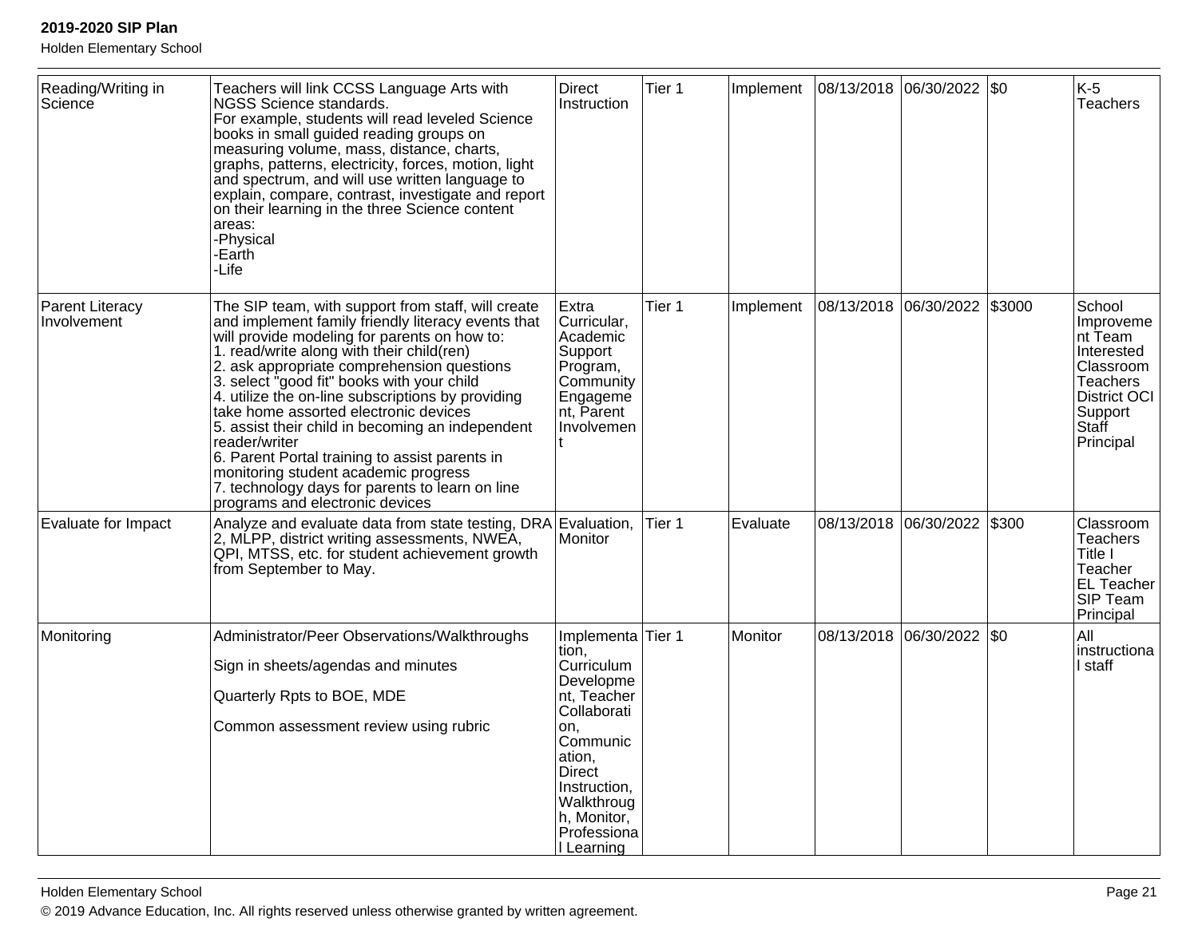| Reading/Writing in Science | Teachers will link CCSS Language Arts with NGSS Science standards.<br>For example, students will read leveled Science books in small guided reading groups on measuring volume, mass, distance, charts, graphs, patterns, electricity, forces, motion, light and spectrum, and will use written language to explain, compare, contrast, investigate and report on their learning in the three Science content areas:<br>-Physical<br>-Earth<br>-Life | Direct Instruction | Tier 1 | Implement | 08/13/2018 | 06/30/2022 | $0 | K-5 Teachers |
|---|---|---|---|---|---|---|---|---|
| Parent Literacy Involvement | The SIP team, with support from staff, will create and implement family friendly literacy events that will provide modeling for parents on how to:<br>1. read/write along with their child(ren)<br>2. ask appropriate comprehension questions<br>3. select "good fit" books with your child<br>4. utilize the on-line subscriptions by providing take home assorted electronic devices<br>5. assist their child in becoming an independent reader/writer<br>6. Parent Portal training to assist parents in monitoring student academic progress<br>7. technology days for parents to learn on line programs and electronic devices | Extra Curricular, Academic Support Program, Community Engagement, Parent Involvement | Tier 1 | Implement | 08/13/2018 | 06/30/2022 | $3000 | School Improvement Team<br>Interested Classroom Teachers<br>District OCI Support Staff<br>Principal |
| Evaluate for Impact | Analyze and evaluate data from state testing, DRA 2, MLPP, district writing assessments, NWEA, QPI, MTSS, etc. for student achievement growth from September to May. | Evaluation, Monitor | Tier 1 | Evaluate | 08/13/2018 | 06/30/2022 | $300 | Classroom Teachers<br>Title I Teacher<br>EL Teacher<br>SIP Team<br>Principal |
| Monitoring | Administrator/Peer Observations/Walkthroughs<br><br>Sign in sheets/agendas and minutes<br><br>Quarterly Rpts to BOE, MDE<br><br>Common assessment review using rubric | Implementation, Curriculum Development, Teacher Collaboration, Communication, Direct Instruction, Walkthrough, Monitor, Professional Learning | Tier 1 | Monitor | 08/13/2018 | 06/30/2022 | $0 | All instructional staff |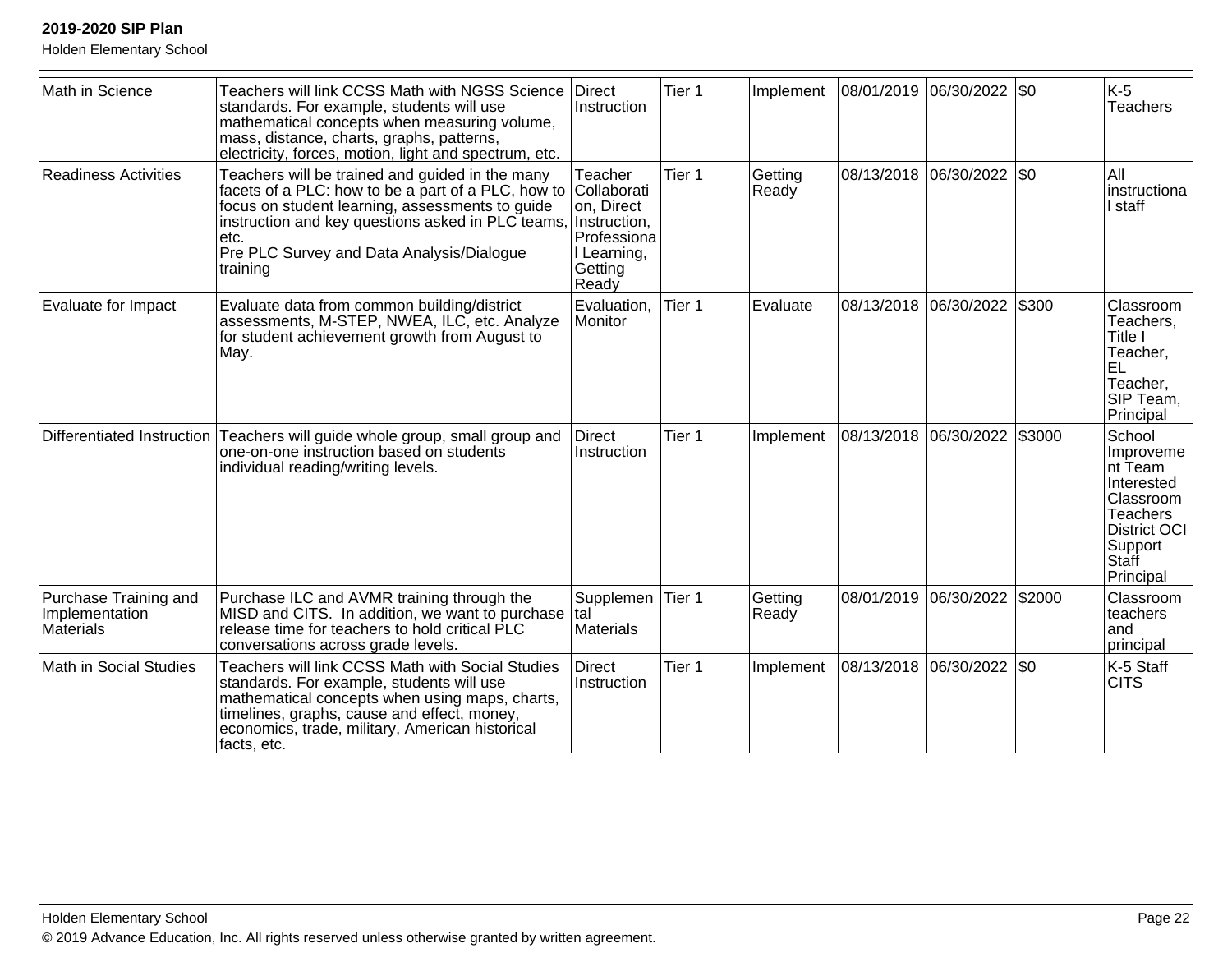| | | | | | | | | |
|---|---|---|---|---|---|---|---|---|
| Math in Science | Teachers will link CCSS Math with NGSS Science standards. For example, students will use mathematical concepts when measuring volume, mass, distance, charts, graphs, patterns, electricity, forces, motion, light and spectrum, etc. | Direct Instruction | Tier 1 | Implement | 08/01/2019 | 06/30/2022 | $0 | K-5 Teachers |
| Readiness Activities | Teachers will be trained and guided in the many facets of a PLC: how to be a part of a PLC, how to focus on student learning, assessments to guide instruction and key questions asked in PLC teams, etc.<br>Pre PLC Survey and Data Analysis/Dialogue training | Teacher Collaboration, Direct Instruction, Professional Learning, Getting Ready | Tier 1 | Getting Ready | 08/13/2018 | 06/30/2022 | $0 | All instructional staff |
| Evaluate for Impact | Evaluate data from common building/district assessments, M-STEP, NWEA, ILC, etc. Analyze for student achievement growth from August to May. | Evaluation, Monitor | Tier 1 | Evaluate | 08/13/2018 | 06/30/2022 | $300 | Classroom Teachers, Title I Teacher, EL Teacher, SIP Team, Principal |
| Differentiated Instruction | Teachers will guide whole group, small group and one-on-one instruction based on students individual reading/writing levels. | Direct Instruction | Tier 1 | Implement | 08/13/2018 | 06/30/2022 | $3000 | School Improvement Team Interested Classroom Teachers District OCI Support Staff Principal |
| Purchase Training and Implementation Materials | Purchase ILC and AVMR training through the MISD and CITS. In addition, we want to purchase release time for teachers to hold critical PLC conversations across grade levels. | Supplemental Materials | Tier 1 | Getting Ready | 08/01/2019 | 06/30/2022 | $2000 | Classroom teachers and principal |
| Math in Social Studies | Teachers will link CCSS Math with Social Studies standards. For example, students will use mathematical concepts when using maps, charts, timelines, graphs, cause and effect, money, economics, trade, military, American historical facts, etc. | Direct Instruction | Tier 1 | Implement | 08/13/2018 | 06/30/2022 | $0 | K-5 Staff CITS |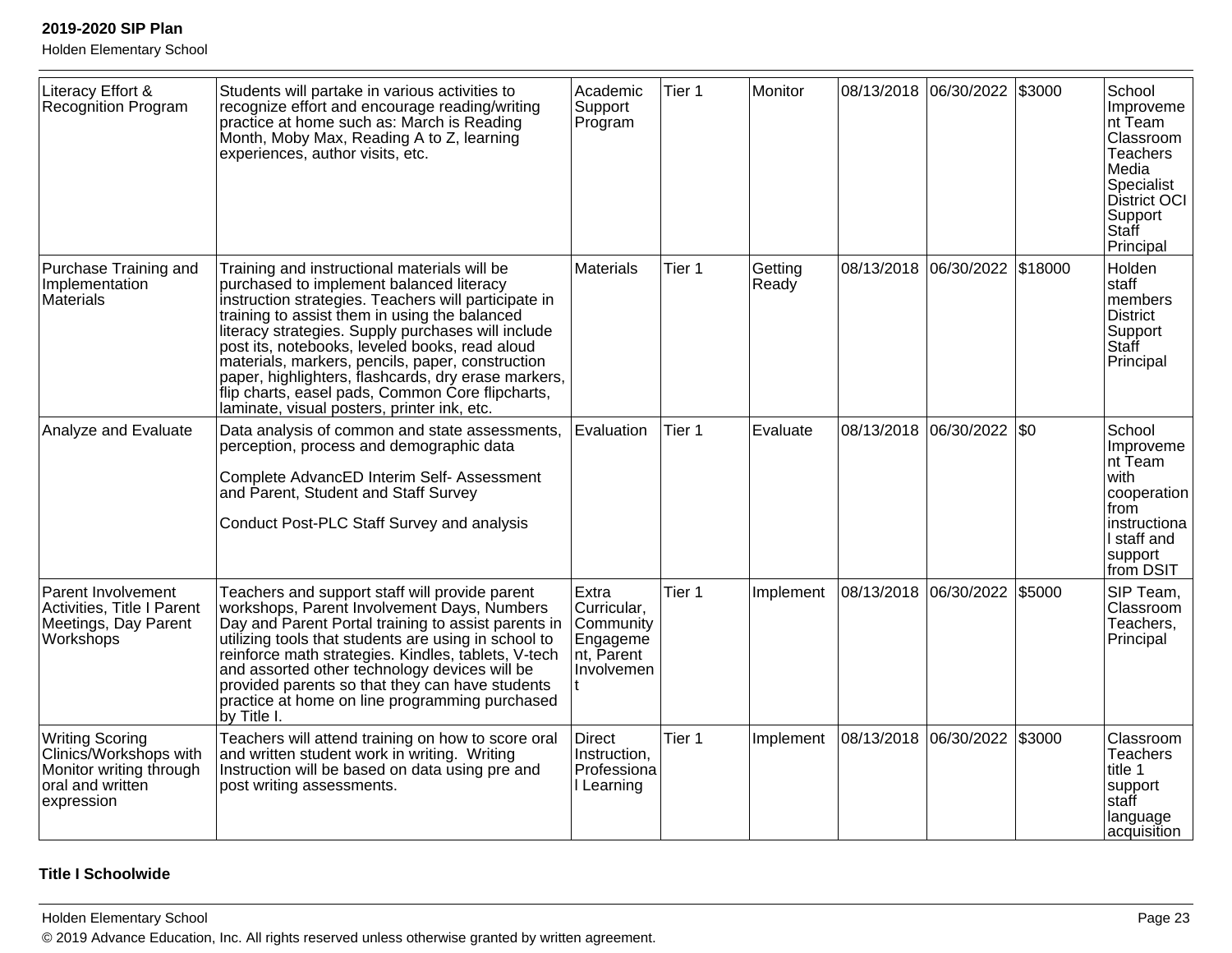| Literacy Effort & Recognition Program | Students will partake in various activities to recognize effort and encourage reading/writing practice at home such as: March is Reading Month, Moby Max, Reading A to Z, learning experiences, author visits, etc. | Academic Support Program | Tier 1 | Monitor | 08/13/2018 | 06/30/2022 | $3000 | School Improvement Team Classroom Teachers Media Specialist District OCI Support Staff Principal |
|---|---|---|---|---|---|---|---|---|
| Purchase Training and Implementation Materials | Training and instructional materials will be purchased to implement balanced literacy instruction strategies. Teachers will participate in training to assist them in using the balanced literacy strategies. Supply purchases will include post its, notebooks, leveled books, read aloud materials, markers, pencils, paper, construction paper, highlighters, flashcards, dry erase markers, flip charts, easel pads, Common Core flipcharts, laminate, visual posters, printer ink, etc. | Materials | Tier 1 | Getting Ready | 08/13/2018 | 06/30/2022 | $18000 | Holden staff members District Support Staff Principal |
| Analyze and Evaluate | Data analysis of common and state assessments, perception, process and demographic data<br><br>Complete AdvancED Interim Self- Assessment and Parent, Student and Staff Survey<br><br>Conduct Post-PLC Staff Survey and analysis | Evaluation | Tier 1 | Evaluate | 08/13/2018 | 06/30/2022 | $0 | School Improvement Team with cooperation from instructional staff and support from DSIT |
| Parent Involvement Activities, Title I Parent Meetings, Day Parent Workshops | Teachers and support staff will provide parent workshops, Parent Involvement Days, Numbers Day and Parent Portal training to assist parents in utilizing tools that students are using in school to reinforce math strategies. Kindles, tablets, V-tech and assorted other technology devices will be provided parents so that they can have students practice at home on line programming purchased by Title I. | Extra Curricular, Community Engagement, Parent Involvement | Tier 1 | Implement | 08/13/2018 | 06/30/2022 | $5000 | SIP Team, Classroom Teachers, Principal |
| Writing Scoring Clinics/Workshops with Monitor writing through oral and written expression | Teachers will attend training on how to score oral and written student work in writing. Writing Instruction will be based on data using pre and post writing assessments. | Direct Instruction, Professional Learning | Tier 1 | Implement | 08/13/2018 | 06/30/2022 | $3000 | Classroom Teachers title 1 support staff language acquisition |

**Title I Schoolwide**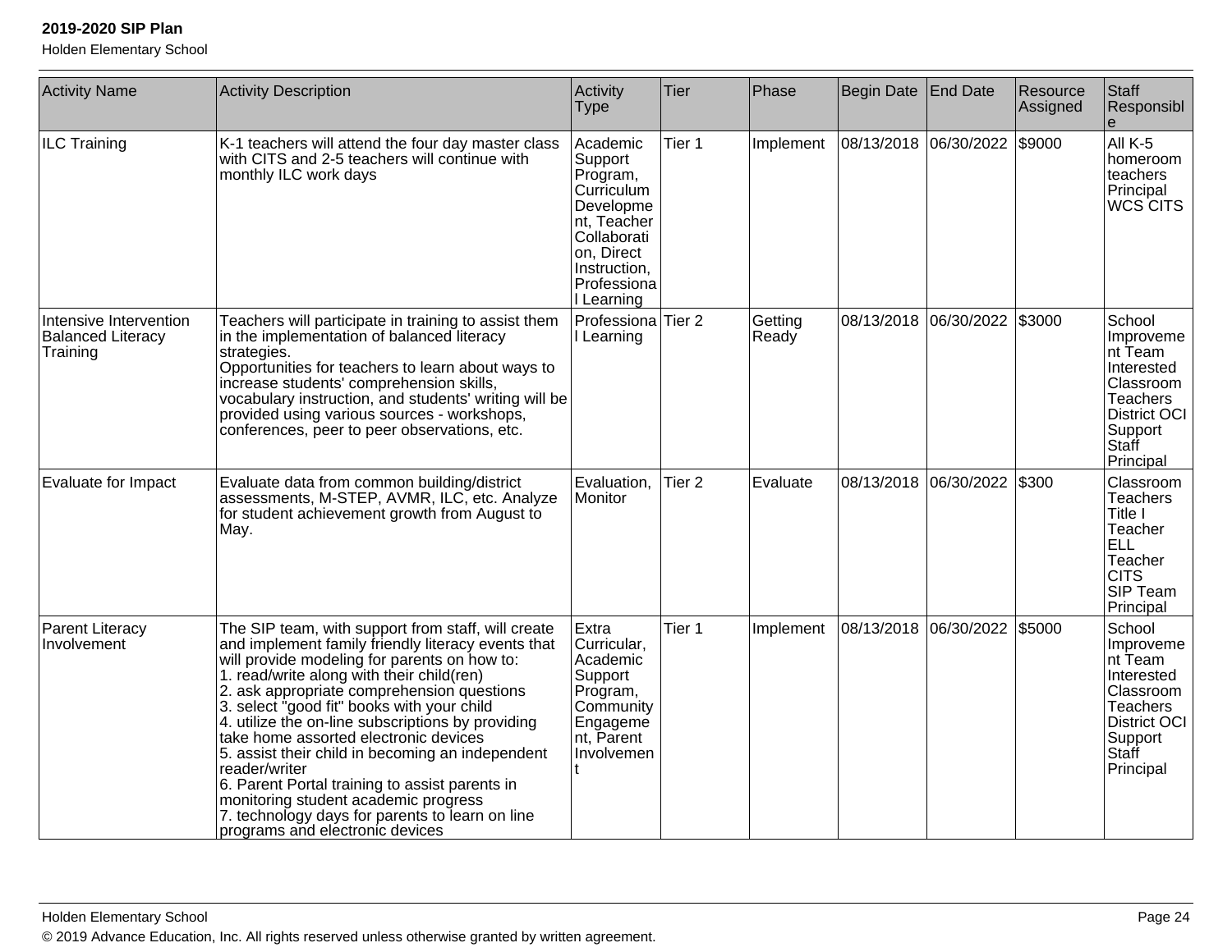| Activity Name | Activity Description | Activity Type | Tier | Phase | Begin Date | End Date | Resource Assigned | Staff Responsible |
|---|---|---|---|---|---|---|---|---|
| ILC Training | K-1 teachers will attend the four day master class with CITS and 2-5 teachers will continue with monthly ILC work days | Academic Support Program, Curriculum Development, Teacher Collaboration, Direct Instruction, Professional Learning | Tier 1 | Implement | 08/13/2018 | 06/30/2022 | $9000 | All K-5 homeroom teachers Principal WCS CITS |
| Intensive Intervention Balanced Literacy Training | Teachers will participate in training to assist them in the implementation of balanced literacy strategies.<br>Opportunities for teachers to learn about ways to increase students' comprehension skills, vocabulary instruction, and students' writing will be provided using various sources - workshops, conferences, peer to peer observations, etc. | Professional Learning | Tier 2 | Getting Ready | 08/13/2018 | 06/30/2022 | $3000 | School Improvement Team Interested Classroom Teachers District OCI Support Staff Principal |
| Evaluate for Impact | Evaluate data from common building/district assessments, M-STEP, AVMR, ILC, etc. Analyze for student achievement growth from August to May. | Evaluation, Monitor | Tier 2 | Evaluate | 08/13/2018 | 06/30/2022 | $300 | Classroom Teachers Title I Teacher ELL Teacher CITS SIP Team Principal |
| Parent Literacy Involvement | The SIP team, with support from staff, will create and implement family friendly literacy events that will provide modeling for parents on how to:<br>1. read/write along with their child(ren)<br>2. ask appropriate comprehension questions<br>3. select "good fit" books with your child<br>4. utilize the on-line subscriptions by providing take home assorted electronic devices<br>5. assist their child in becoming an independent reader/writer<br>6. Parent Portal training to assist parents in monitoring student academic progress<br>7. technology days for parents to learn on line programs and electronic devices | Extra Curricular, Academic Support Program, Community Engagement, Parent Involvement | Tier 1 | Implement | 08/13/2018 | 06/30/2022 | $5000 | School Improvement Team Interested Classroom Teachers District OCI Support Staff Principal |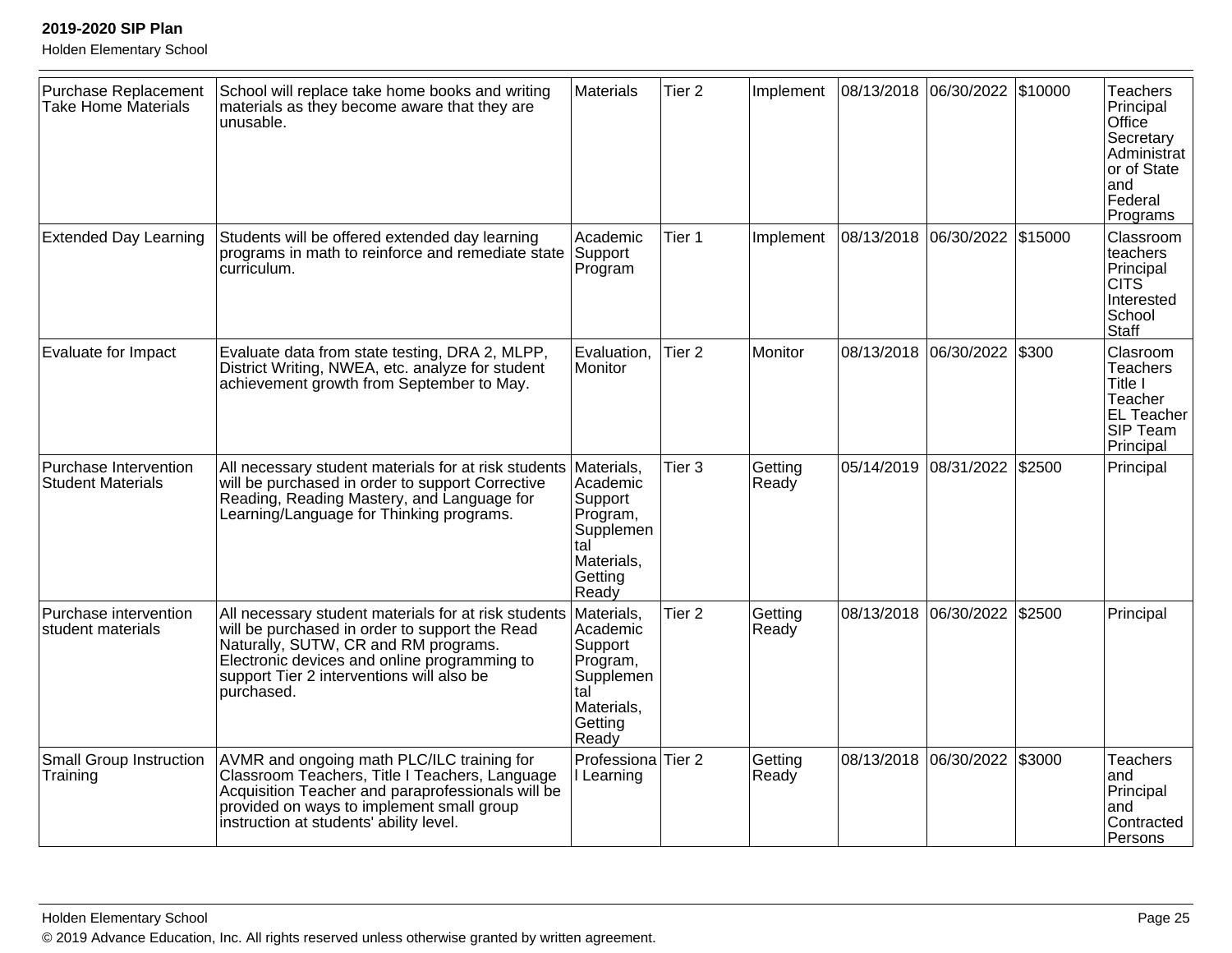| Purchase Replacement Take Home Materials | School will replace take home books and writing materials as they become aware that they are unusable. | Materials | Tier 2 | Implement | 08/13/2018 | 06/30/2022 | $10000 | Teachers Principal Office Secretary Administrator of State and Federal Programs |
|---|---|---|---|---|---|---|---|---|
| Extended Day Learning | Students will be offered extended day learning programs in math to reinforce and remediate state curriculum. | Academic Support Program | Tier 1 | Implement | 08/13/2018 | 06/30/2022 | $15000 | Classroom teachers Principal CITS Interested School Staff |
| Evaluate for Impact | Evaluate data from state testing, DRA 2, MLPP, District Writing, NWEA, etc. analyze for student achievement growth from September to May. | Evaluation, Monitor | Tier 2 | Monitor | 08/13/2018 | 06/30/2022 | $300 | Clasroom Teachers Title I Teacher EL Teacher SIP Team Principal |
| Purchase Intervention Student Materials | All necessary student materials for at risk students will be purchased in order to support Corrective Reading, Reading Mastery, and Language for Learning/Language for Thinking programs. | Materials, Academic Support Program, Supplemental Materials, Getting Ready | Tier 3 | Getting Ready | 05/14/2019 | 08/31/2022 | $2500 | Principal |
| Purchase intervention student materials | All necessary student materials for at risk students will be purchased in order to support the Read Naturally, SUTW, CR and RM programs. Electronic devices and online programming to support Tier 2 interventions will also be purchased. | Materials, Academic Support Program, Supplemental Materials, Getting Ready | Tier 2 | Getting Ready | 08/13/2018 | 06/30/2022 | $2500 | Principal |
| Small Group Instruction Training | AVMR and ongoing math PLC/ILC training for Classroom Teachers, Title I Teachers, Language Acquisition Teacher and paraprofessionals will be provided on ways to implement small group instruction at students' ability level. | Professional Learning | Tier 2 | Getting Ready | 08/13/2018 | 06/30/2022 | $3000 | Teachers and Principal and Contracted Persons |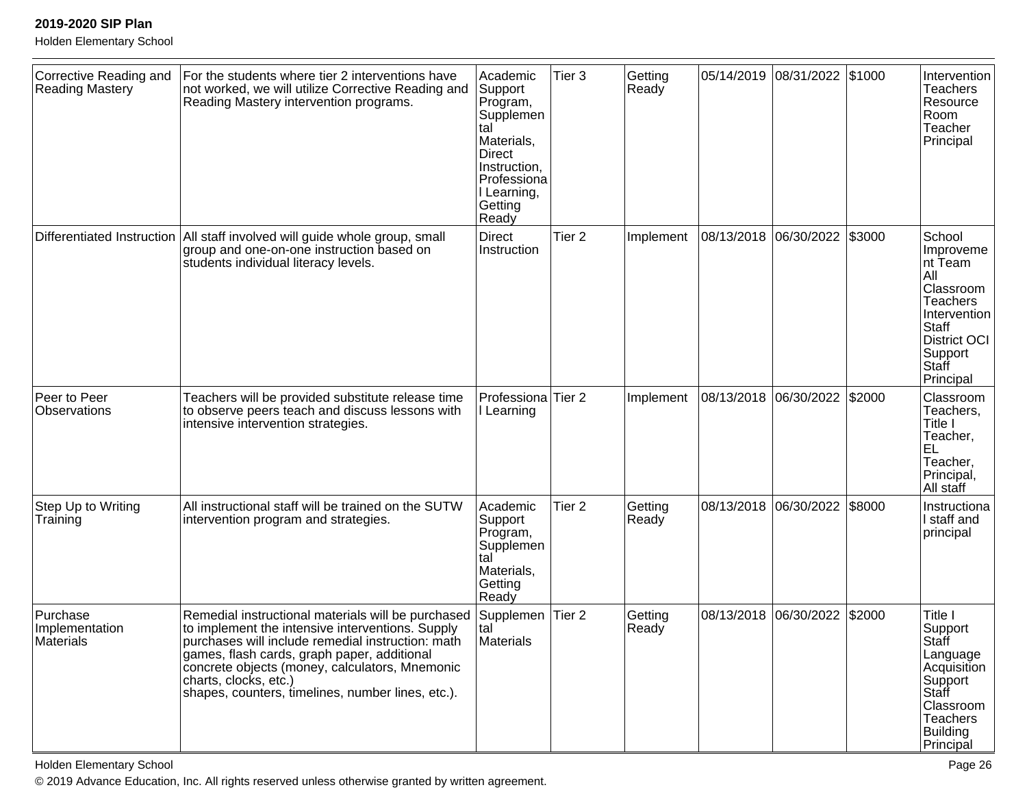| | | | | | | | | |
|---|---|---|---|---|---|---|---|---|
| Corrective Reading and Reading Mastery | For the students where tier 2 interventions have not worked, we will utilize Corrective Reading and Reading Mastery intervention programs. | Academic Support Program, Supplemental Materials, Direct Instruction, Professional Learning, Getting Ready | Tier 3 | Getting Ready | 05/14/2019 | 08/31/2022 | $1000 | Intervention Teachers Resource Room Teacher Principal |
| Differentiated Instruction | All staff involved will guide whole group, small group and one-on-one instruction based on students individual literacy levels. | Direct Instruction | Tier 2 | Implement | 08/13/2018 | 06/30/2022 | $3000 | School Improvement Team All Classroom Teachers Intervention Staff District OCI Support Staff Principal |
| Peer to Peer Observations | Teachers will be provided substitute release time to observe peers teach and discuss lessons with intensive intervention strategies. | Professional Learning | Tier 2 | Implement | 08/13/2018 | 06/30/2022 | $2000 | Classroom Teachers, Title I Teacher, EL Teacher, Principal, All staff |
| Step Up to Writing Training | All instructional staff will be trained on the SUTW intervention program and strategies. | Academic Support Program, Supplemental Materials, Getting Ready | Tier 2 | Getting Ready | 08/13/2018 | 06/30/2022 | $8000 | Instructional staff and principal |
| Purchase Implementation Materials | Remedial instructional materials will be purchased to implement the intensive interventions. Supply purchases will include remedial instruction: math games, flash cards, graph paper, additional concrete objects (money, calculators, Mnemonic charts, clocks, etc.)<br>shapes, counters, timelines, number lines, etc.). | Supplemental Materials | Tier 2 | Getting Ready | 08/13/2018 | 06/30/2022 | $2000 | Title I Support Staff Language Acquisition Support Staff Classroom Teachers Building Principal |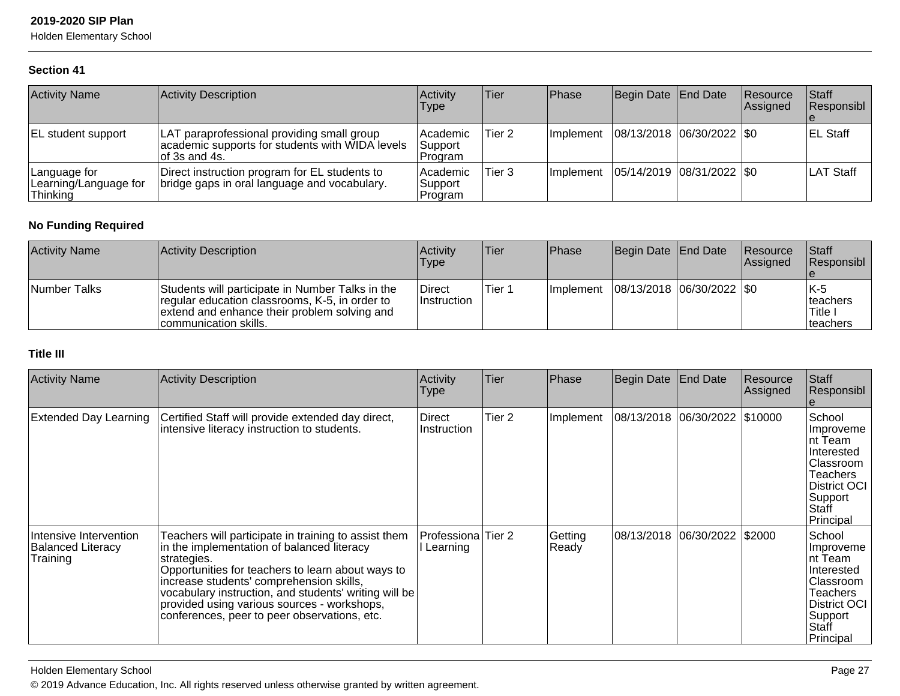### Section 41

| Activity Name | Activity Description | Activity Type | Tier | Phase | Begin Date | End Date | Resource Assigned | Staff Responsible |
|---|---|---|---|---|---|---|---|---|
| EL student support | LAT paraprofessional providing small group academic supports for students with WIDA levels of 3s and 4s. | Academic Support Program | Tier 2 | Implement | 08/13/2018 | 06/30/2022 | $0 | EL Staff |
| Language for Learning/Language for Thinking | Direct instruction program for EL students to bridge gaps in oral language and vocabulary. | Academic Support Program | Tier 3 | Implement | 05/14/2019 | 08/31/2022 | $0 | LAT Staff |

### No Funding Required

| Activity Name | Activity Description | Activity Type | Tier | Phase | Begin Date | End Date | Resource Assigned | Staff Responsible |
|---|---|---|---|---|---|---|---|---|
| Number Talks | Students will participate in Number Talks in the regular education classrooms, K-5, in order to extend and enhance their problem solving and communication skills. | Direct Instruction | Tier 1 | Implement | 08/13/2018 | 06/30/2022 | $0 | K-5 teachers Title I teachers |

### Title III

| Activity Name | Activity Description | Activity Type | Tier | Phase | Begin Date | End Date | Resource Assigned | Staff Responsible |
|---|---|---|---|---|---|---|---|---|
| Extended Day Learning | Certified Staff will provide extended day direct, intensive literacy instruction to students. | Direct Instruction | Tier 2 | Implement | 08/13/2018 | 06/30/2022 | $10000 | School Improvement Team Interested Classroom Teachers District OCI Support Staff Principal |
| Intensive Intervention Balanced Literacy Training | Teachers will participate in training to assist them in the implementation of balanced literacy strategies. Opportunities for teachers to learn about ways to increase students' comprehension skills, vocabulary instruction, and students' writing will be provided using various sources - workshops, conferences, peer to peer observations, etc. | Professional Learning | Tier 2 | Getting Ready | 08/13/2018 | 06/30/2022 | $2000 | School Improvement Team Interested Classroom Teachers District OCI Support Staff Principal |